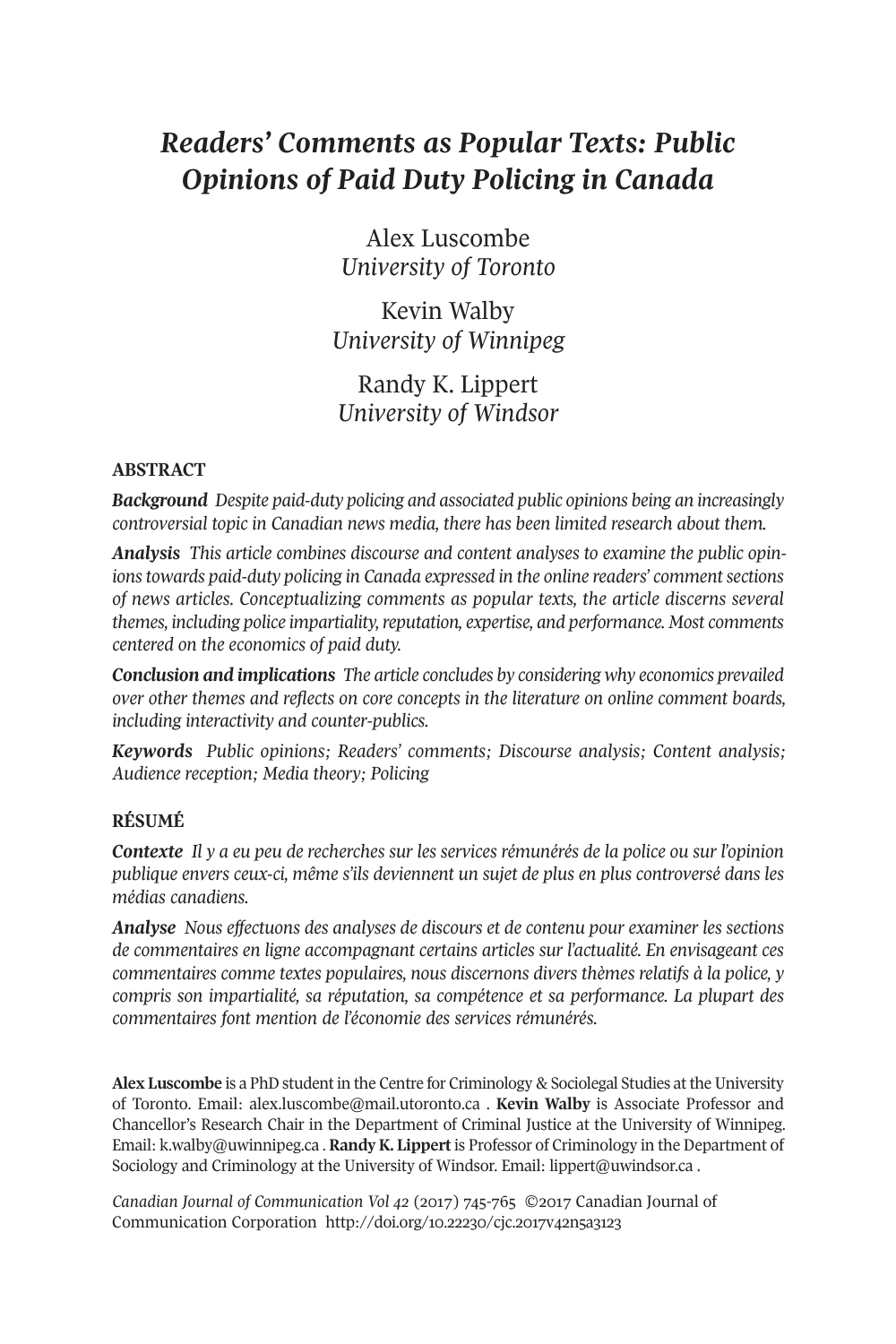# *Readers' Comments as Popular Texts: Public Opinions of Paid Duty Policing in Canada*

Alex Luscombe
*University of Toronto*

Kevin Walby
*University of Winnipeg*

Randy K. Lippert
*University of Windsor*

## ABSTRACT

***Background*** *Despite paid-duty policing and associated public opinions being an increasingly controversial topic in Canadian news media, there has been limited research about them.*

***Analysis*** *This article combines discourse and content analyses to examine the public opinions towards paid-duty policing in Canada expressed in the online readers' comment sections of news articles. Conceptualizing comments as popular texts, the article discerns several themes, including police impartiality, reputation, expertise, and performance. Most comments centered on the economics of paid duty.*

***Conclusion and implications*** *The article concludes by considering why economics prevailed over other themes and reflects on core concepts in the literature on online comment boards, including interactivity and counter-publics.*

***Keywords*** *Public opinions; Readers' comments; Discourse analysis; Content analysis; Audience reception; Media theory; Policing*

## RÉSUMÉ

***Contexte*** *Il y a eu peu de recherches sur les services rémunérés de la police ou sur l'opinion publique envers ceux-ci, même s'ils deviennent un sujet de plus en plus controversé dans les médias canadiens.*

***Analyse*** *Nous effectuons des analyses de discours et de contenu pour examiner les sections de commentaires en ligne accompagnant certains articles sur l'actualité. En envisageant ces commentaires comme textes populaires, nous discernons divers thèmes relatifs à la police, y compris son impartialité, sa réputation, sa compétence et sa performance. La plupart des commentaires font mention de l'économie des services rémunérés.*

**Alex Luscombe** is a PhD student in the Centre for Criminology & Sociolegal Studies at the University of Toronto. Email: alex.luscombe@mail.utoronto.ca . **Kevin Walby** is Associate Professor and Chancellor's Research Chair in the Department of Criminal Justice at the University of Winnipeg. Email: k.walby@uwinnipeg.ca . **Randy K. Lippert** is Professor of Criminology in the Department of Sociology and Criminology at the University of Windsor. Email: lippert@uwindsor.ca .

*Canadian Journal of Communication Vol 42* (2017) 745-765 ©2017 Canadian Journal of Communication Corporation http://doi.org/10.22230/cjc.2017v42n5a3123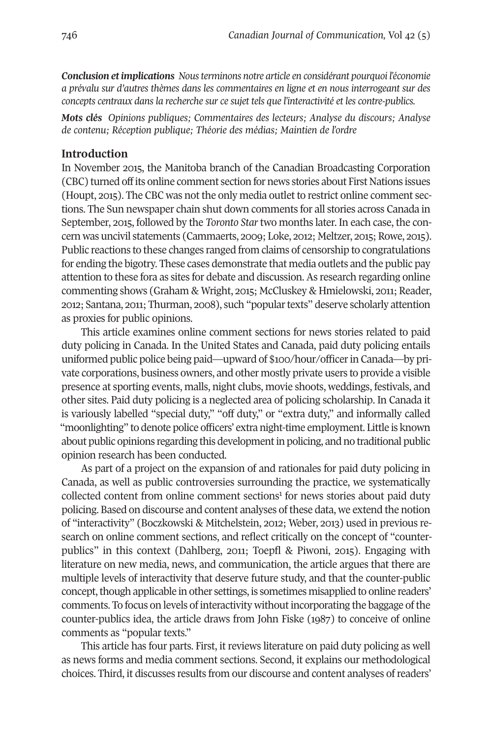***Conclusion et implications*** *Nous terminons notre article en considérant pourquoi l'économie a prévalu sur d'autres thèmes dans les commentaires en ligne et en nous interrogeant sur des concepts centraux dans la recherche sur ce sujet tels que l'interactivité et les contre-publics.*

***Mots clés*** *Opinions publiques; Commentaires des lecteurs; Analyse du discours; Analyse de contenu; Réception publique; Théorie des médias; Maintien de l'ordre*

## Introduction

In November 2015, the Manitoba branch of the Canadian Broadcasting Corporation (CBC) turned off its online comment section for news stories about First Nations issues (Houpt, 2015). The CBC was not the only media outlet to restrict online comment sections. The Sun newspaper chain shut down comments for all stories across Canada in September, 2015, followed by the *Toronto Star* two months later. In each case, the concern was uncivil statements (Cammaerts, 2009; Loke, 2012; Meltzer, 2015; Rowe, 2015). Public reactions to these changes ranged from claims of censorship to congratulations for ending the bigotry. These cases demonstrate that media outlets and the public pay attention to these fora as sites for debate and discussion. As research regarding online commenting shows (Graham & Wright, 2015; McCluskey & Hmielowski, 2011; Reader, 2012; Santana, 2011; Thurman, 2008), such "popular texts" deserve scholarly attention as proxies for public opinions.

This article examines online comment sections for news stories related to paid duty policing in Canada. In the United States and Canada, paid duty policing entails uniformed public police being paid—upward of $100/hour/officer in Canada—by private corporations, business owners, and other mostly private users to provide a visible presence at sporting events, malls, night clubs, movie shoots, weddings, festivals, and other sites. Paid duty policing is a neglected area of policing scholarship. In Canada it is variously labelled "special duty," "off duty," or "extra duty," and informally called "moonlighting" to denote police officers' extra night-time employment. Little is known about public opinions regarding this development in policing, and no traditional public opinion research has been conducted.

As part of a project on the expansion of and rationales for paid duty policing in Canada, as well as public controversies surrounding the practice, we systematically collected content from online comment sections[1] for news stories about paid duty policing. Based on discourse and content analyses of these data, we extend the notion of "interactivity" (Boczkowski & Mitchelstein, 2012; Weber, 2013) used in previous research on online comment sections, and reflect critically on the concept of "counter-publics" in this context (Dahlberg, 2011; Toepfl & Piwoni, 2015). Engaging with literature on new media, news, and communication, the article argues that there are multiple levels of interactivity that deserve future study, and that the counter-public concept, though applicable in other settings, is sometimes misapplied to online readers' comments. To focus on levels of interactivity without incorporating the baggage of the counter-publics idea, the article draws from John Fiske (1987) to conceive of online comments as "popular texts."

This article has four parts. First, it reviews literature on paid duty policing as well as news forms and media comment sections. Second, it explains our methodological choices. Third, it discusses results from our discourse and content analyses of readers'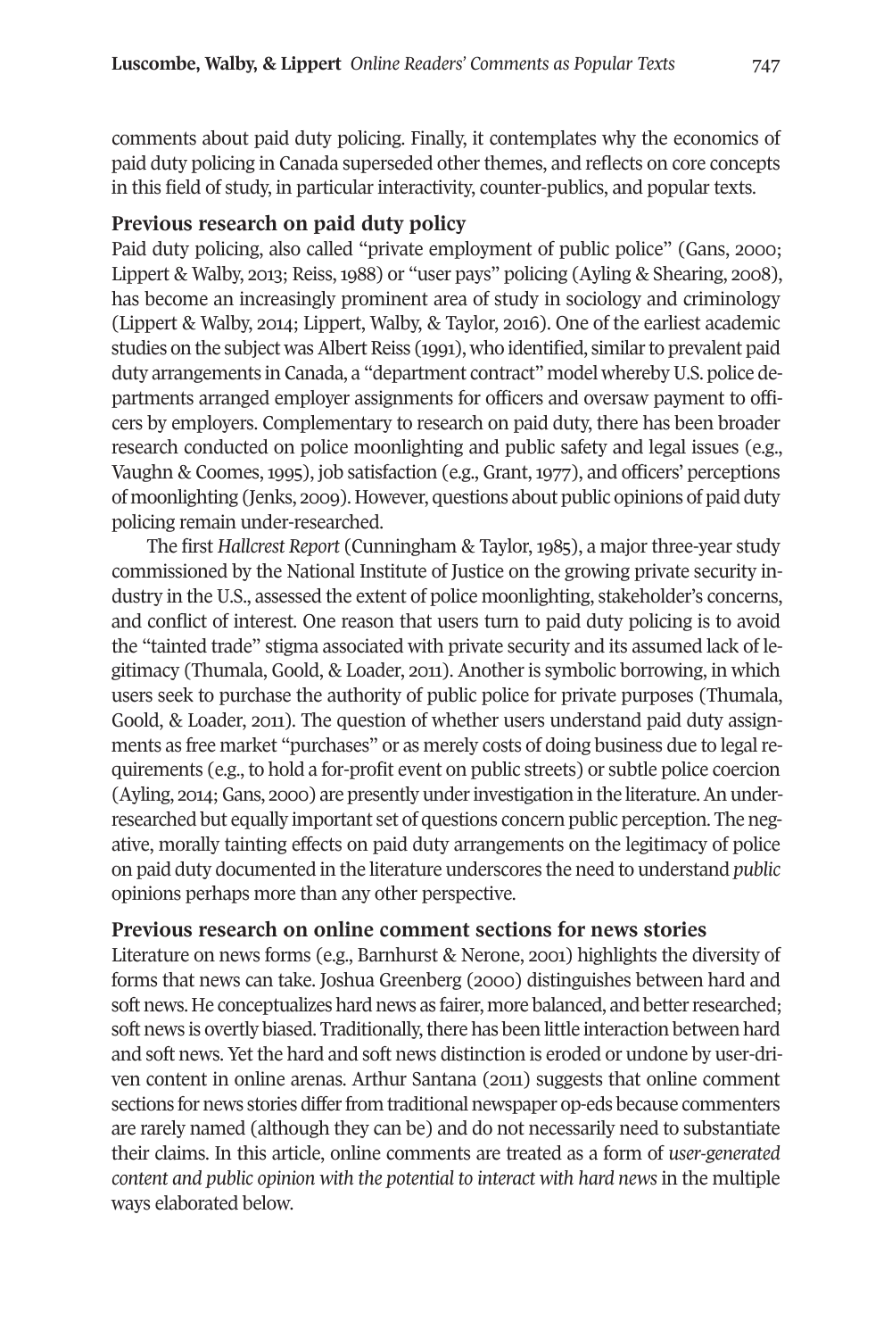comments about paid duty policing. Finally, it contemplates why the economics of paid duty policing in Canada superseded other themes, and reflects on core concepts in this field of study, in particular interactivity, counter-publics, and popular texts.

## Previous research on paid duty policy

Paid duty policing, also called "private employment of public police" (Gans, 2000; Lippert & Walby, 2013; Reiss, 1988) or "user pays" policing (Ayling & Shearing, 2008), has become an increasingly prominent area of study in sociology and criminology (Lippert & Walby, 2014; Lippert, Walby, & Taylor, 2016). One of the earliest academic studies on the subject was Albert Reiss (1991), who identified, similar to prevalent paid duty arrangements in Canada, a "department contract" model whereby U.S. police departments arranged employer assignments for officers and oversaw payment to officers by employers. Complementary to research on paid duty, there has been broader research conducted on police moonlighting and public safety and legal issues (e.g., Vaughn & Coomes, 1995), job satisfaction (e.g., Grant, 1977), and officers' perceptions of moonlighting (Jenks, 2009). However, questions about public opinions of paid duty policing remain under-researched.

The first *Hallcrest Report* (Cunningham & Taylor, 1985), a major three-year study commissioned by the National Institute of Justice on the growing private security industry in the U.S., assessed the extent of police moonlighting, stakeholder's concerns, and conflict of interest. One reason that users turn to paid duty policing is to avoid the "tainted trade" stigma associated with private security and its assumed lack of legitimacy (Thumala, Goold, & Loader, 2011). Another is symbolic borrowing, in which users seek to purchase the authority of public police for private purposes (Thumala, Goold, & Loader, 2011). The question of whether users understand paid duty assignments as free market "purchases" or as merely costs of doing business due to legal requirements (e.g., to hold a for-profit event on public streets) or subtle police coercion (Ayling, 2014; Gans, 2000) are presently under investigation in the literature. An under-researched but equally important set of questions concern public perception. The negative, morally tainting effects on paid duty arrangements on the legitimacy of police on paid duty documented in the literature underscores the need to understand *public* opinions perhaps more than any other perspective.

## Previous research on online comment sections for news stories

Literature on news forms (e.g., Barnhurst & Nerone, 2001) highlights the diversity of forms that news can take. Joshua Greenberg (2000) distinguishes between hard and soft news. He conceptualizes hard news as fairer, more balanced, and better researched; soft news is overtly biased. Traditionally, there has been little interaction between hard and soft news. Yet the hard and soft news distinction is eroded or undone by user-driven content in online arenas. Arthur Santana (2011) suggests that online comment sections for news stories differ from traditional newspaper op-eds because commenters are rarely named (although they can be) and do not necessarily need to substantiate their claims. In this article, online comments are treated as a form of *user-generated content and public opinion with the potential to interact with hard news* in the multiple ways elaborated below.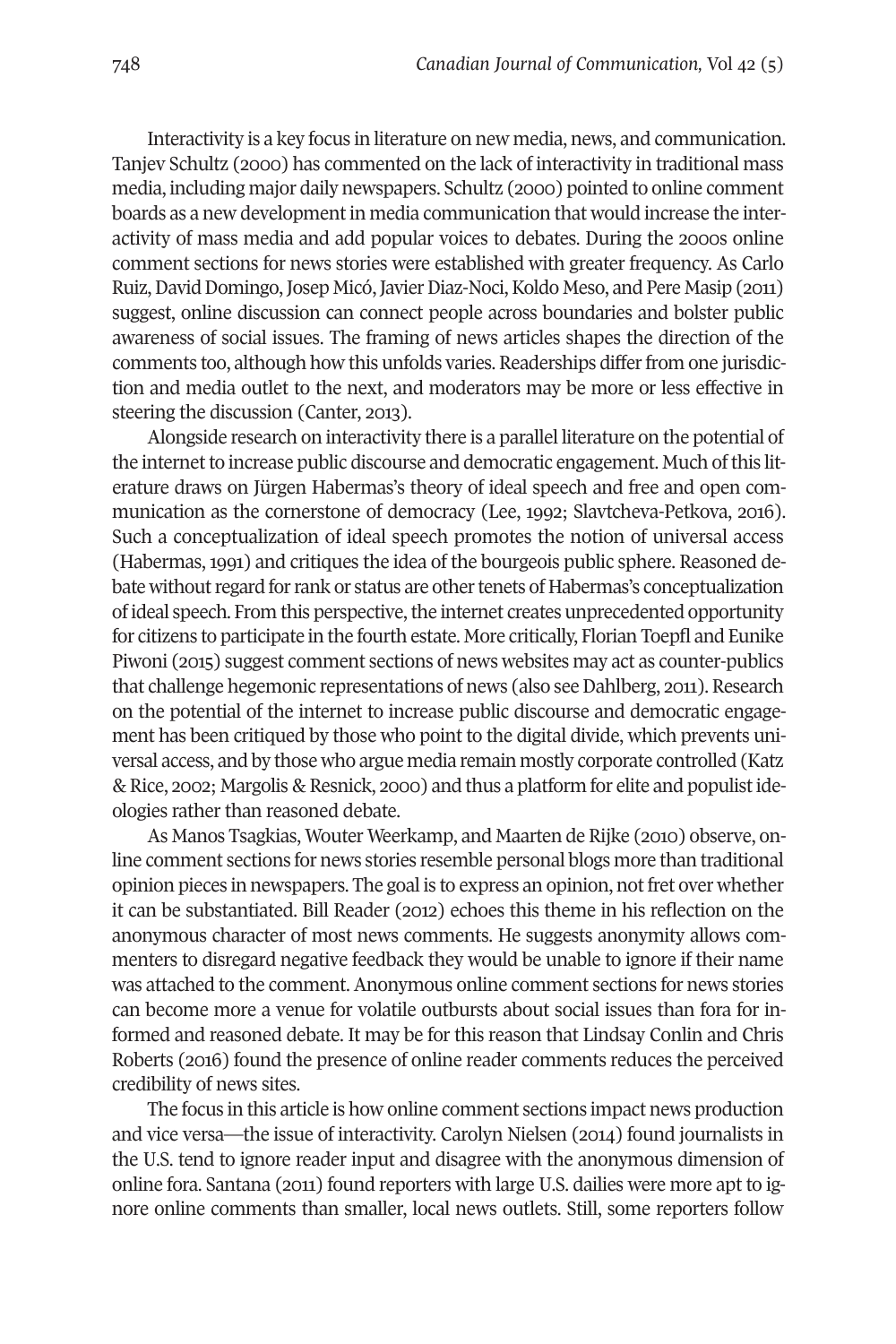Interactivity is a key focus in literature on new media, news, and communication. Tanjev Schultz (2000) has commented on the lack of interactivity in traditional mass media, including major daily newspapers. Schultz (2000) pointed to online comment boards as a new development in media communication that would increase the interactivity of mass media and add popular voices to debates. During the 2000s online comment sections for news stories were established with greater frequency. As Carlo Ruiz, David Domingo, Josep Micó, Javier Diaz-Noci, Koldo Meso, and Pere Masip (2011) suggest, online discussion can connect people across boundaries and bolster public awareness of social issues. The framing of news articles shapes the direction of the comments too, although how this unfolds varies. Readerships differ from one jurisdiction and media outlet to the next, and moderators may be more or less effective in steering the discussion (Canter, 2013).

Alongside research on interactivity there is a parallel literature on the potential of the internet to increase public discourse and democratic engagement. Much of this literature draws on Jürgen Habermas's theory of ideal speech and free and open communication as the cornerstone of democracy (Lee, 1992; Slavtcheva-Petkova, 2016). Such a conceptualization of ideal speech promotes the notion of universal access (Habermas, 1991) and critiques the idea of the bourgeois public sphere. Reasoned debate without regard for rank or status are other tenets of Habermas's conceptualization of ideal speech. From this perspective, the internet creates unprecedented opportunity for citizens to participate in the fourth estate. More critically, Florian Toepfl and Eunike Piwoni (2015) suggest comment sections of news websites may act as counter-publics that challenge hegemonic representations of news (also see Dahlberg, 2011). Research on the potential of the internet to increase public discourse and democratic engagement has been critiqued by those who point to the digital divide, which prevents universal access, and by those who argue media remain mostly corporate controlled (Katz & Rice, 2002; Margolis & Resnick, 2000) and thus a platform for elite and populist ideologies rather than reasoned debate.

As Manos Tsagkias, Wouter Weerkamp, and Maarten de Rijke (2010) observe, online comment sections for news stories resemble personal blogs more than traditional opinion pieces in newspapers. The goal is to express an opinion, not fret over whether it can be substantiated. Bill Reader (2012) echoes this theme in his reflection on the anonymous character of most news comments. He suggests anonymity allows commenters to disregard negative feedback they would be unable to ignore if their name was attached to the comment. Anonymous online comment sections for news stories can become more a venue for volatile outbursts about social issues than fora for informed and reasoned debate. It may be for this reason that Lindsay Conlin and Chris Roberts (2016) found the presence of online reader comments reduces the perceived credibility of news sites.

The focus in this article is how online comment sections impact news production and vice versa—the issue of interactivity. Carolyn Nielsen (2014) found journalists in the U.S. tend to ignore reader input and disagree with the anonymous dimension of online fora. Santana (2011) found reporters with large U.S. dailies were more apt to ignore online comments than smaller, local news outlets. Still, some reporters follow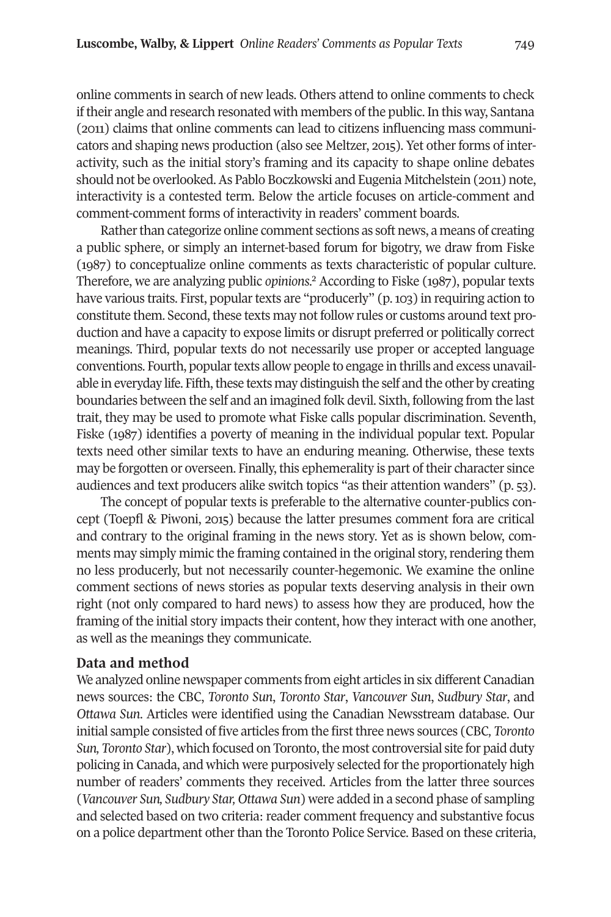online comments in search of new leads. Others attend to online comments to check if their angle and research resonated with members of the public. In this way, Santana (2011) claims that online comments can lead to citizens influencing mass communicators and shaping news production (also see Meltzer, 2015). Yet other forms of interactivity, such as the initial story's framing and its capacity to shape online debates should not be overlooked. As Pablo Boczkowski and Eugenia Mitchelstein (2011) note, interactivity is a contested term. Below the article focuses on article-comment and comment-comment forms of interactivity in readers' comment boards.

Rather than categorize online comment sections as soft news, a means of creating a public sphere, or simply an internet-based forum for bigotry, we draw from Fiske (1987) to conceptualize online comments as texts characteristic of popular culture. Therefore, we are analyzing public *opinions*.[2] According to Fiske (1987), popular texts have various traits. First, popular texts are "producerly" (p. 103) in requiring action to constitute them. Second, these texts may not follow rules or customs around text production and have a capacity to expose limits or disrupt preferred or politically correct meanings. Third, popular texts do not necessarily use proper or accepted language conventions. Fourth, popular texts allow people to engage in thrills and excess unavailable in everyday life. Fifth, these texts may distinguish the self and the other by creating boundaries between the self and an imagined folk devil. Sixth, following from the last trait, they may be used to promote what Fiske calls popular discrimination. Seventh, Fiske (1987) identifies a poverty of meaning in the individual popular text. Popular texts need other similar texts to have an enduring meaning. Otherwise, these texts may be forgotten or overseen. Finally, this ephemerality is part of their character since audiences and text producers alike switch topics "as their attention wanders" (p. 53).

The concept of popular texts is preferable to the alternative counter-publics concept (Toepfl & Piwoni, 2015) because the latter presumes comment fora are critical and contrary to the original framing in the news story. Yet as is shown below, comments may simply mimic the framing contained in the original story, rendering them no less producerly, but not necessarily counter-hegemonic. We examine the online comment sections of news stories as popular texts deserving analysis in their own right (not only compared to hard news) to assess how they are produced, how the framing of the initial story impacts their content, how they interact with one another, as well as the meanings they communicate.

## Data and method

We analyzed online newspaper comments from eight articles in six different Canadian news sources: the CBC, *Toronto Sun*, *Toronto Star*, *Vancouver Sun*, *Sudbury Star*, and *Ottawa Sun*. Articles were identified using the Canadian Newsstream database. Our initial sample consisted of five articles from the first three news sources (CBC, *Toronto Sun, Toronto Star*), which focused on Toronto, the most controversial site for paid duty policing in Canada, and which were purposively selected for the proportionately high number of readers' comments they received. Articles from the latter three sources (*Vancouver Sun, Sudbury Star, Ottawa Sun*) were added in a second phase of sampling and selected based on two criteria: reader comment frequency and substantive focus on a police department other than the Toronto Police Service. Based on these criteria,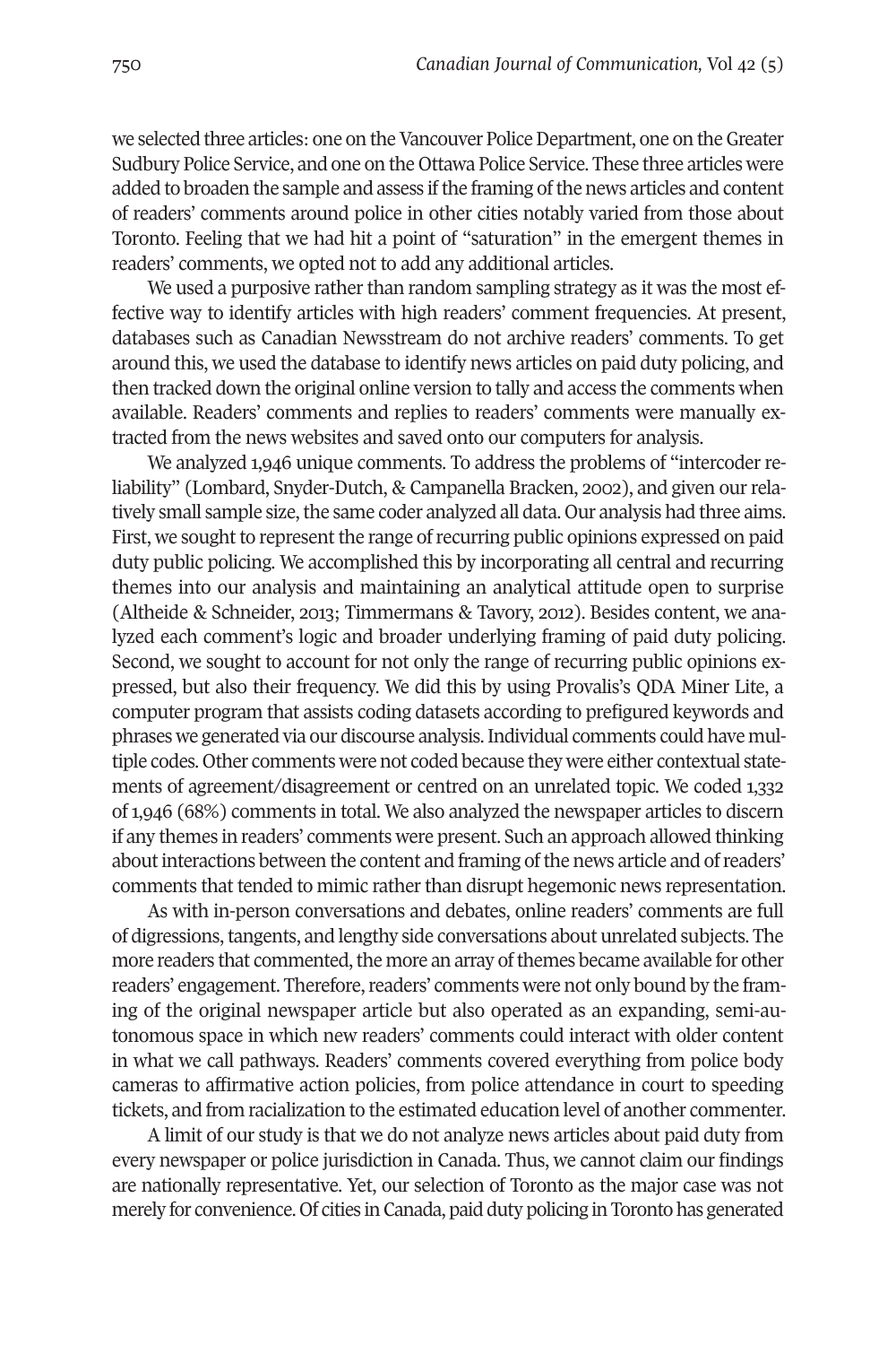we selected three articles: one on the Vancouver Police Department, one on the Greater Sudbury Police Service, and one on the Ottawa Police Service. These three articles were added to broaden the sample and assess if the framing of the news articles and content of readers' comments around police in other cities notably varied from those about Toronto. Feeling that we had hit a point of "saturation" in the emergent themes in readers' comments, we opted not to add any additional articles.

We used a purposive rather than random sampling strategy as it was the most effective way to identify articles with high readers' comment frequencies. At present, databases such as Canadian Newsstream do not archive readers' comments. To get around this, we used the database to identify news articles on paid duty policing, and then tracked down the original online version to tally and access the comments when available. Readers' comments and replies to readers' comments were manually extracted from the news websites and saved onto our computers for analysis.

We analyzed 1,946 unique comments. To address the problems of "intercoder reliability" (Lombard, Snyder-Dutch, & Campanella Bracken, 2002), and given our relatively small sample size, the same coder analyzed all data. Our analysis had three aims. First, we sought to represent the range of recurring public opinions expressed on paid duty public policing. We accomplished this by incorporating all central and recurring themes into our analysis and maintaining an analytical attitude open to surprise (Altheide & Schneider, 2013; Timmermans & Tavory, 2012). Besides content, we analyzed each comment's logic and broader underlying framing of paid duty policing. Second, we sought to account for not only the range of recurring public opinions expressed, but also their frequency. We did this by using Provalis's QDA Miner Lite, a computer program that assists coding datasets according to prefigured keywords and phrases we generated via our discourse analysis. Individual comments could have multiple codes. Other comments were not coded because they were either contextual statements of agreement/disagreement or centred on an unrelated topic. We coded 1,332 of 1,946 (68%) comments in total. We also analyzed the newspaper articles to discern if any themes in readers' comments were present. Such an approach allowed thinking about interactions between the content and framing of the news article and of readers' comments that tended to mimic rather than disrupt hegemonic news representation.

As with in-person conversations and debates, online readers' comments are full of digressions, tangents, and lengthy side conversations about unrelated subjects. The more readers that commented, the more an array of themes became available for other readers' engagement. Therefore, readers' comments were not only bound by the framing of the original newspaper article but also operated as an expanding, semi-autonomous space in which new readers' comments could interact with older content in what we call pathways. Readers' comments covered everything from police body cameras to affirmative action policies, from police attendance in court to speeding tickets, and from racialization to the estimated education level of another commenter.

A limit of our study is that we do not analyze news articles about paid duty from every newspaper or police jurisdiction in Canada. Thus, we cannot claim our findings are nationally representative. Yet, our selection of Toronto as the major case was not merely for convenience. Of cities in Canada, paid duty policing in Toronto has generated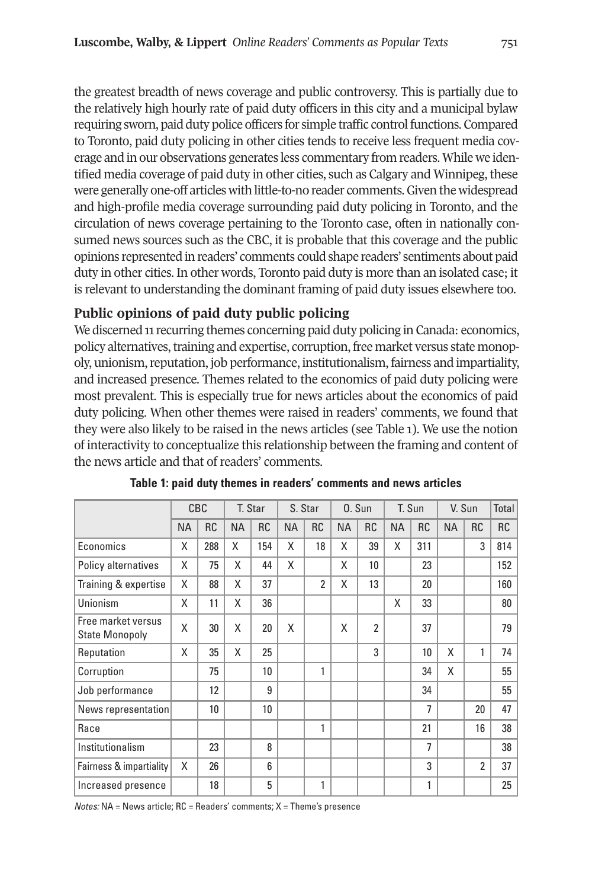the greatest breadth of news coverage and public controversy. This is partially due to the relatively high hourly rate of paid duty officers in this city and a municipal bylaw requiring sworn, paid duty police officers for simple traffic control functions. Compared to Toronto, paid duty policing in other cities tends to receive less frequent media coverage and in our observations generates less commentary from readers. While we identified media coverage of paid duty in other cities, such as Calgary and Winnipeg, these were generally one-off articles with little-to-no reader comments. Given the widespread and high-profile media coverage surrounding paid duty policing in Toronto, and the circulation of news coverage pertaining to the Toronto case, often in nationally consumed news sources such as the CBC, it is probable that this coverage and the public opinions represented in readers' comments could shape readers' sentiments about paid duty in other cities. In other words, Toronto paid duty is more than an isolated case; it is relevant to understanding the dominant framing of paid duty issues elsewhere too.

## Public opinions of paid duty public policing

We discerned 11 recurring themes concerning paid duty policing in Canada: economics, policy alternatives, training and expertise, corruption, free market versus state monopoly, unionism, reputation, job performance, institutionalism, fairness and impartiality, and increased presence. Themes related to the economics of paid duty policing were most prevalent. This is especially true for news articles about the economics of paid duty policing. When other themes were raised in readers' comments, we found that they were also likely to be raised in the news articles (see Table 1). We use the notion of interactivity to conceptualize this relationship between the framing and content of the news article and that of readers' comments.

**Table 1: paid duty themes in readers' comments and news articles**

| | CBC | | T. Star | | S. Star | | O. Sun | | T. Sun | | V. Sun | | Total |
|---|---|---|---|---|---|---|---|---|---|---|---|---|---|
| | NA | RC | NA | RC | NA | RC | NA | RC | NA | RC | NA | RC | RC |
| Economics | X | 288 | X | 154 | X | 18 | X | 39 | X | 311 | | 3 | 814 |
| Policy alternatives | X | 75 | X | 44 | X | | X | 10 | | 23 | | | 152 |
| Training & expertise | X | 88 | X | 37 | | 2 | X | 13 | | 20 | | | 160 |
| Unionism | X | 11 | X | 36 | | | | | X | 33 | | | 80 |
| Free market versus State Monopoly | X | 30 | X | 20 | X | | X | 2 | | 37 | | | 79 |
| Reputation | X | 35 | X | 25 | | | | 3 | | 10 | X | 1 | 74 |
| Corruption | | 75 | | 10 | | 1 | | | | 34 | X | | 55 |
| Job performance | | 12 | | 9 | | | | | | 34 | | | 55 |
| News representation | | 10 | | 10 | | | | | | 7 | | 20 | 47 |
| Race | | | | | | 1 | | | | 21 | | 16 | 38 |
| Institutionalism | | 23 | | 8 | | | | | | 7 | | | 38 |
| Fairness & impartiality | X | 26 | | 6 | | | | | | 3 | | 2 | 37 |
| Increased presence | | 18 | | 5 | | 1 | | | | 1 | | | 25 |

*Notes:* NA = News article; RC = Readers' comments; X = Theme's presence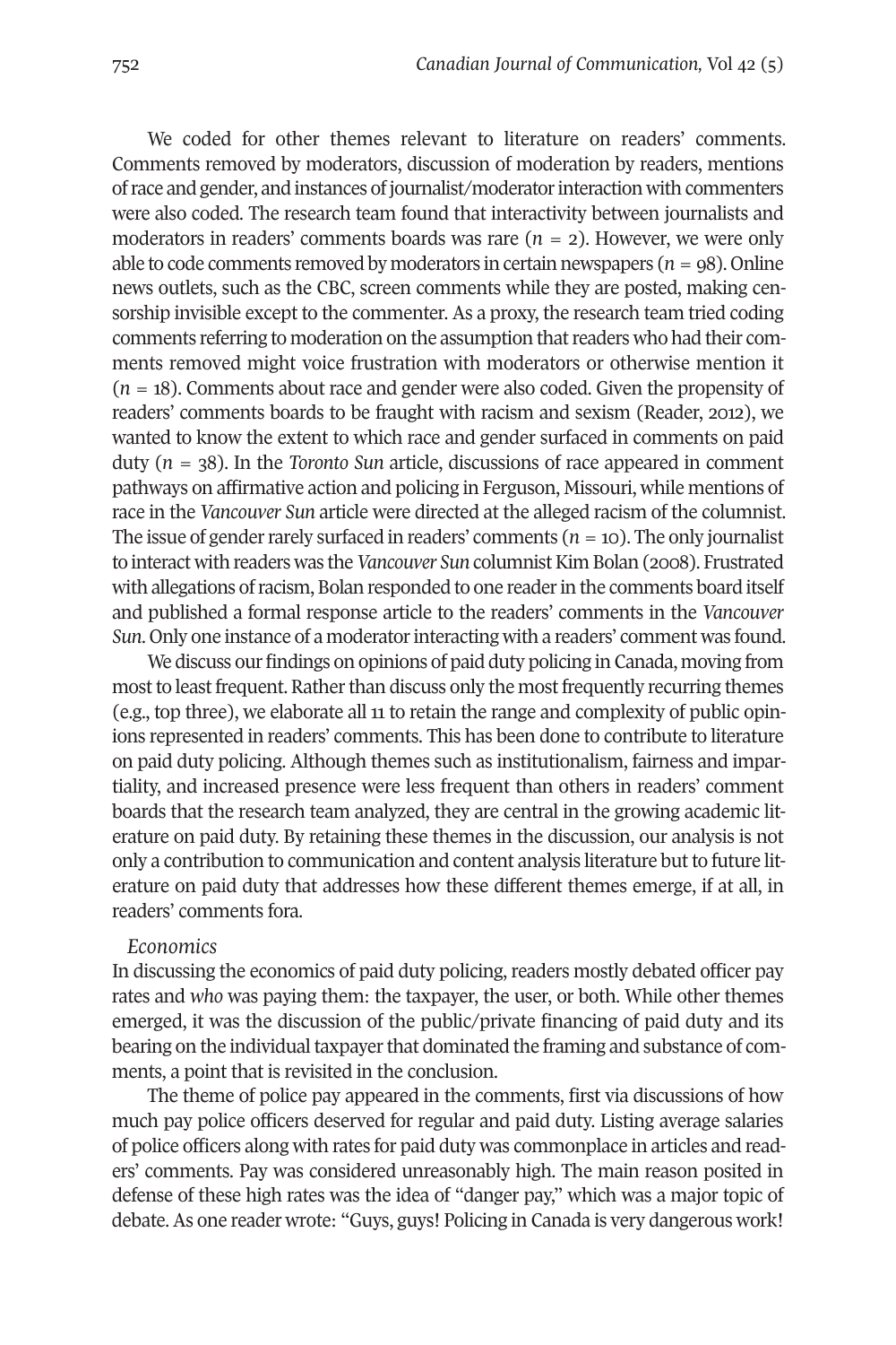We coded for other themes relevant to literature on readers' comments. Comments removed by moderators, discussion of moderation by readers, mentions of race and gender, and instances of journalist/moderator interaction with commenters were also coded. The research team found that interactivity between journalists and moderators in readers' comments boards was rare ($n$ = 2). However, we were only able to code comments removed by moderators in certain newspapers ($n$ = 98). Online news outlets, such as the CBC, screen comments while they are posted, making censorship invisible except to the commenter. As a proxy, the research team tried coding comments referring to moderation on the assumption that readers who had their comments removed might voice frustration with moderators or otherwise mention it ($n$ = 18). Comments about race and gender were also coded. Given the propensity of readers' comments boards to be fraught with racism and sexism (Reader, 2012), we wanted to know the extent to which race and gender surfaced in comments on paid duty ($n$ = 38). In the *Toronto Sun* article, discussions of race appeared in comment pathways on affirmative action and policing in Ferguson, Missouri, while mentions of race in the *Vancouver Sun* article were directed at the alleged racism of the columnist. The issue of gender rarely surfaced in readers' comments ($n$ = 10). The only journalist to interact with readers was the *Vancouver Sun* columnist Kim Bolan (2008). Frustrated with allegations of racism, Bolan responded to one reader in the comments board itself and published a formal response article to the readers' comments in the *Vancouver Sun*. Only one instance of a moderator interacting with a readers' comment was found.

We discuss our findings on opinions of paid duty policing in Canada, moving from most to least frequent. Rather than discuss only the most frequently recurring themes (e.g., top three), we elaborate all 11 to retain the range and complexity of public opinions represented in readers' comments. This has been done to contribute to literature on paid duty policing. Although themes such as institutionalism, fairness and impartiality, and increased presence were less frequent than others in readers' comment boards that the research team analyzed, they are central in the growing academic literature on paid duty. By retaining these themes in the discussion, our analysis is not only a contribution to communication and content analysis literature but to future literature on paid duty that addresses how these different themes emerge, if at all, in readers' comments fora.

*Economics*

In discussing the economics of paid duty policing, readers mostly debated officer pay rates and *who* was paying them: the taxpayer, the user, or both. While other themes emerged, it was the discussion of the public/private financing of paid duty and its bearing on the individual taxpayer that dominated the framing and substance of comments, a point that is revisited in the conclusion.

The theme of police pay appeared in the comments, first via discussions of how much pay police officers deserved for regular and paid duty. Listing average salaries of police officers along with rates for paid duty was commonplace in articles and readers' comments. Pay was considered unreasonably high. The main reason posited in defense of these high rates was the idea of "danger pay," which was a major topic of debate. As one reader wrote: "Guys, guys! Policing in Canada is very dangerous work!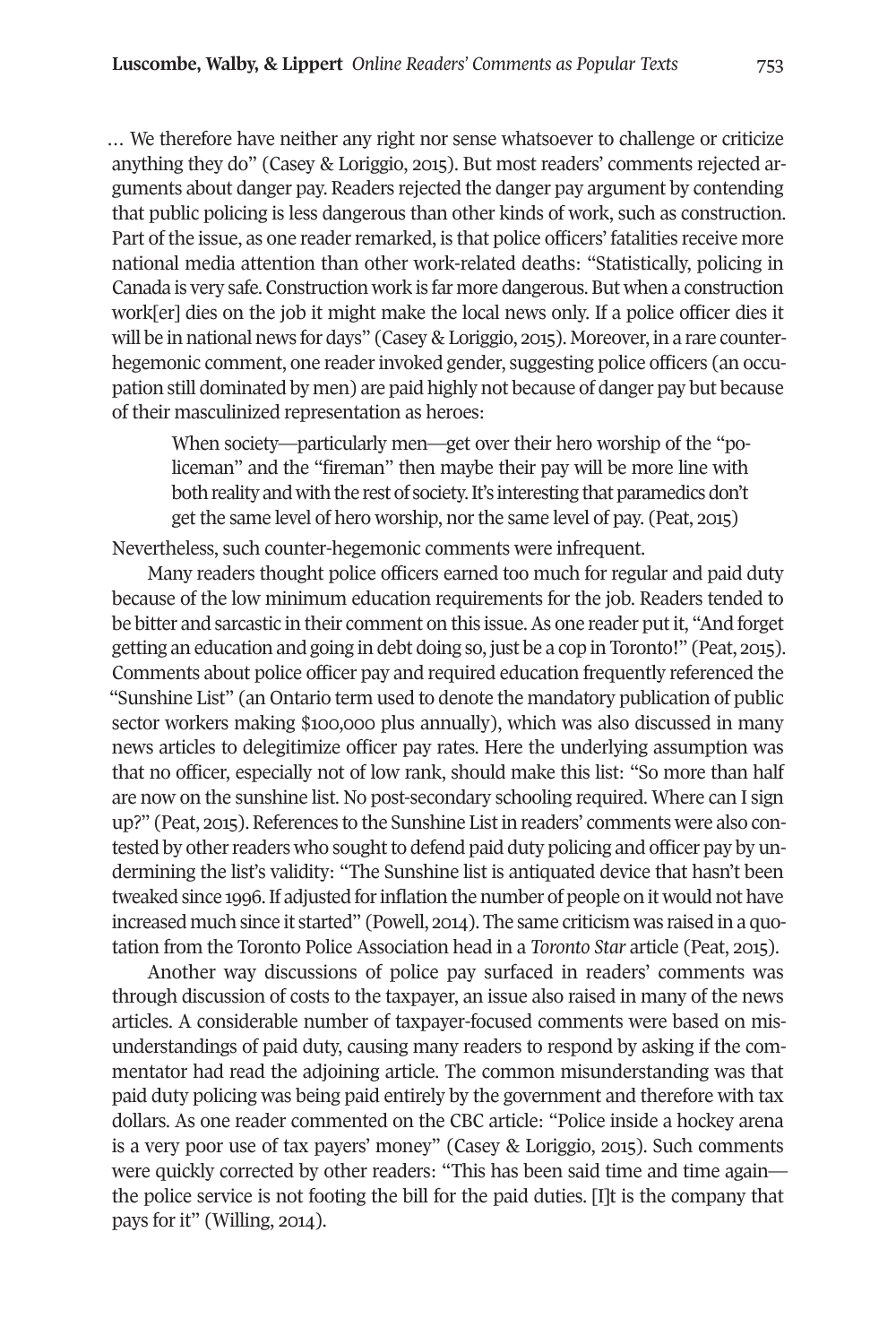… We therefore have neither any right nor sense whatsoever to challenge or criticize anything they do" (Casey & Loriggio, 2015). But most readers' comments rejected arguments about danger pay. Readers rejected the danger pay argument by contending that public policing is less dangerous than other kinds of work, such as construction. Part of the issue, as one reader remarked, is that police officers' fatalities receive more national media attention than other work-related deaths: "Statistically, policing in Canada is very safe. Construction work is far more dangerous. But when a construction work[er] dies on the job it might make the local news only. If a police officer dies it will be in national news for days" (Casey & Loriggio, 2015). Moreover, in a rare counter-hegemonic comment, one reader invoked gender, suggesting police officers (an occupation still dominated by men) are paid highly not because of danger pay but because of their masculinized representation as heroes:

> When society—particularly men—get over their hero worship of the "policeman" and the "fireman" then maybe their pay will be more line with both reality and with the rest of society. It's interesting that paramedics don't get the same level of hero worship, nor the same level of pay. (Peat, 2015)

Nevertheless, such counter-hegemonic comments were infrequent.

Many readers thought police officers earned too much for regular and paid duty because of the low minimum education requirements for the job. Readers tended to be bitter and sarcastic in their comment on this issue. As one reader put it, "And forget getting an education and going in debt doing so, just be a cop in Toronto!" (Peat, 2015). Comments about police officer pay and required education frequently referenced the "Sunshine List" (an Ontario term used to denote the mandatory publication of public sector workers making $100,000 plus annually), which was also discussed in many news articles to delegitimize officer pay rates. Here the underlying assumption was that no officer, especially not of low rank, should make this list: "So more than half are now on the sunshine list. No post-secondary schooling required. Where can I sign up?" (Peat, 2015). References to the Sunshine List in readers' comments were also contested by other readers who sought to defend paid duty policing and officer pay by undermining the list's validity: "The Sunshine list is antiquated device that hasn't been tweaked since 1996. If adjusted for inflation the number of people on it would not have increased much since it started" (Powell, 2014). The same criticism was raised in a quotation from the Toronto Police Association head in a *Toronto Star* article (Peat, 2015).

Another way discussions of police pay surfaced in readers' comments was through discussion of costs to the taxpayer, an issue also raised in many of the news articles. A considerable number of taxpayer-focused comments were based on misunderstandings of paid duty, causing many readers to respond by asking if the commentator had read the adjoining article. The common misunderstanding was that paid duty policing was being paid entirely by the government and therefore with tax dollars. As one reader commented on the CBC article: "Police inside a hockey arena is a very poor use of tax payers' money" (Casey & Loriggio, 2015). Such comments were quickly corrected by other readers: "This has been said time and time again—the police service is not footing the bill for the paid duties. [I]t is the company that pays for it" (Willing, 2014).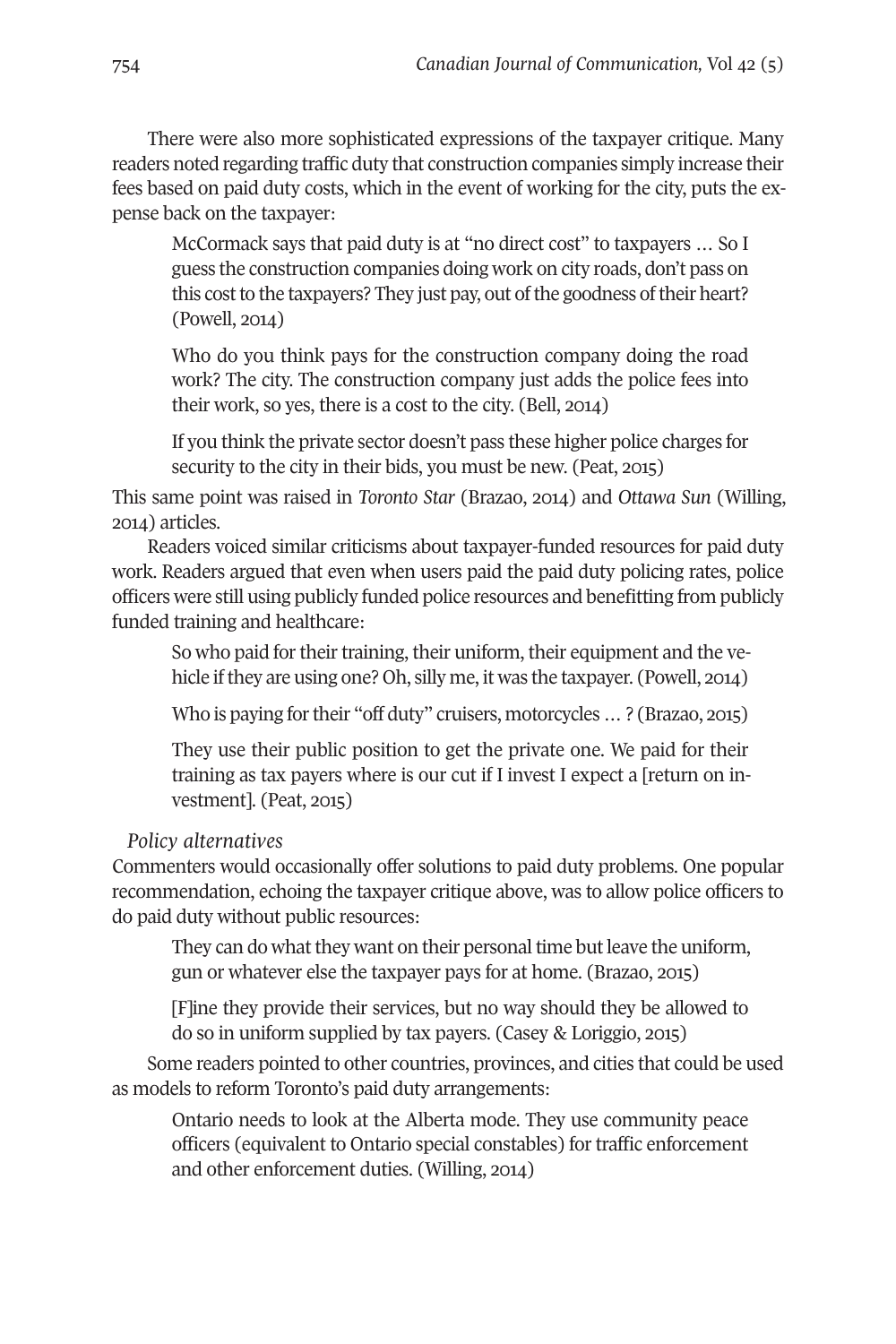There were also more sophisticated expressions of the taxpayer critique. Many readers noted regarding traffic duty that construction companies simply increase their fees based on paid duty costs, which in the event of working for the city, puts the expense back on the taxpayer:

> McCormack says that paid duty is at "no direct cost" to taxpayers … So I guess the construction companies doing work on city roads, don't pass on this cost to the taxpayers? They just pay, out of the goodness of their heart? (Powell, 2014)

> Who do you think pays for the construction company doing the road work? The city. The construction company just adds the police fees into their work, so yes, there is a cost to the city. (Bell, 2014)

> If you think the private sector doesn't pass these higher police charges for security to the city in their bids, you must be new. (Peat, 2015)

This same point was raised in *Toronto Star* (Brazao, 2014) and *Ottawa Sun* (Willing, 2014) articles.

Readers voiced similar criticisms about taxpayer-funded resources for paid duty work. Readers argued that even when users paid the paid duty policing rates, police officers were still using publicly funded police resources and benefitting from publicly funded training and healthcare:

> So who paid for their training, their uniform, their equipment and the vehicle if they are using one? Oh, silly me, it was the taxpayer. (Powell, 2014)

> Who is paying for their "off duty" cruisers, motorcycles … ? (Brazao, 2015)

> They use their public position to get the private one. We paid for their training as tax payers where is our cut if I invest I expect a [return on investment]. (Peat, 2015)

*Policy alternatives*

Commenters would occasionally offer solutions to paid duty problems. One popular recommendation, echoing the taxpayer critique above, was to allow police officers to do paid duty without public resources:

> They can do what they want on their personal time but leave the uniform, gun or whatever else the taxpayer pays for at home. (Brazao, 2015)

> [F]ine they provide their services, but no way should they be allowed to do so in uniform supplied by tax payers. (Casey & Loriggio, 2015)

Some readers pointed to other countries, provinces, and cities that could be used as models to reform Toronto's paid duty arrangements:

> Ontario needs to look at the Alberta mode. They use community peace officers (equivalent to Ontario special constables) for traffic enforcement and other enforcement duties. (Willing, 2014)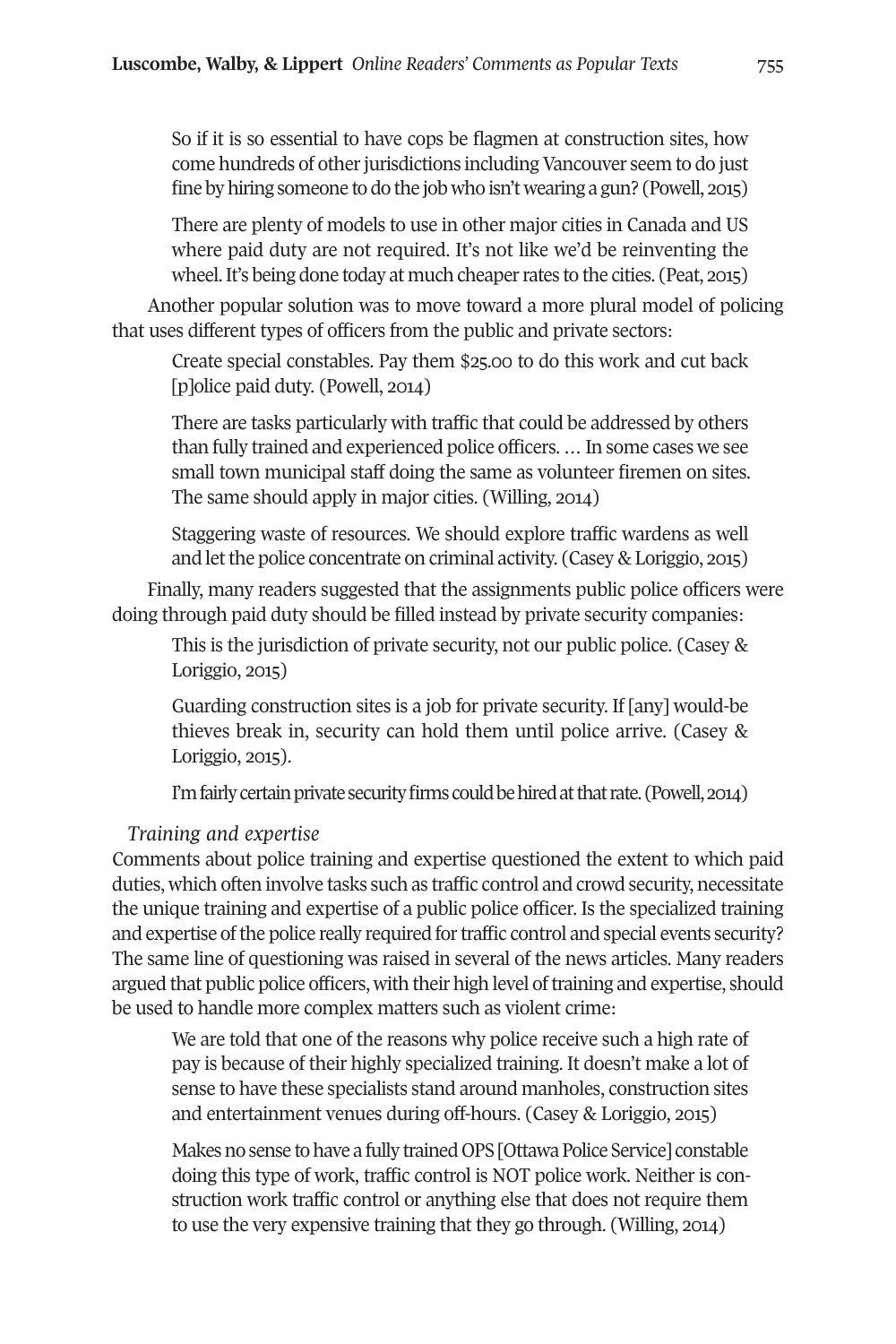> So if it is so essential to have cops be flagmen at construction sites, how come hundreds of other jurisdictions including Vancouver seem to do just fine by hiring someone to do the job who isn't wearing a gun? (Powell, 2015)

> There are plenty of models to use in other major cities in Canada and US where paid duty are not required. It's not like we'd be reinventing the wheel. It's being done today at much cheaper rates to the cities. (Peat, 2015)

Another popular solution was to move toward a more plural model of policing that uses different types of officers from the public and private sectors:

> Create special constables. Pay them $25.00 to do this work and cut back [p]olice paid duty. (Powell, 2014)

> There are tasks particularly with traffic that could be addressed by others than fully trained and experienced police officers. … In some cases we see small town municipal staff doing the same as volunteer firemen on sites. The same should apply in major cities. (Willing, 2014)

> Staggering waste of resources. We should explore traffic wardens as well and let the police concentrate on criminal activity. (Casey & Loriggio, 2015)

Finally, many readers suggested that the assignments public police officers were doing through paid duty should be filled instead by private security companies:

> This is the jurisdiction of private security, not our public police. (Casey & Loriggio, 2015)

> Guarding construction sites is a job for private security. If [any] would-be thieves break in, security can hold them until police arrive. (Casey & Loriggio, 2015).

> I'm fairly certain private security firms could be hired at that rate. (Powell, 2014)

*Training and expertise*

Comments about police training and expertise questioned the extent to which paid duties, which often involve tasks such as traffic control and crowd security, necessitate the unique training and expertise of a public police officer. Is the specialized training and expertise of the police really required for traffic control and special events security? The same line of questioning was raised in several of the news articles. Many readers argued that public police officers, with their high level of training and expertise, should be used to handle more complex matters such as violent crime:

> We are told that one of the reasons why police receive such a high rate of pay is because of their highly specialized training. It doesn't make a lot of sense to have these specialists stand around manholes, construction sites and entertainment venues during off-hours. (Casey & Loriggio, 2015)

> Makes no sense to have a fully trained OPS [Ottawa Police Service] constable doing this type of work, traffic control is NOT police work. Neither is construction work traffic control or anything else that does not require them to use the very expensive training that they go through. (Willing, 2014)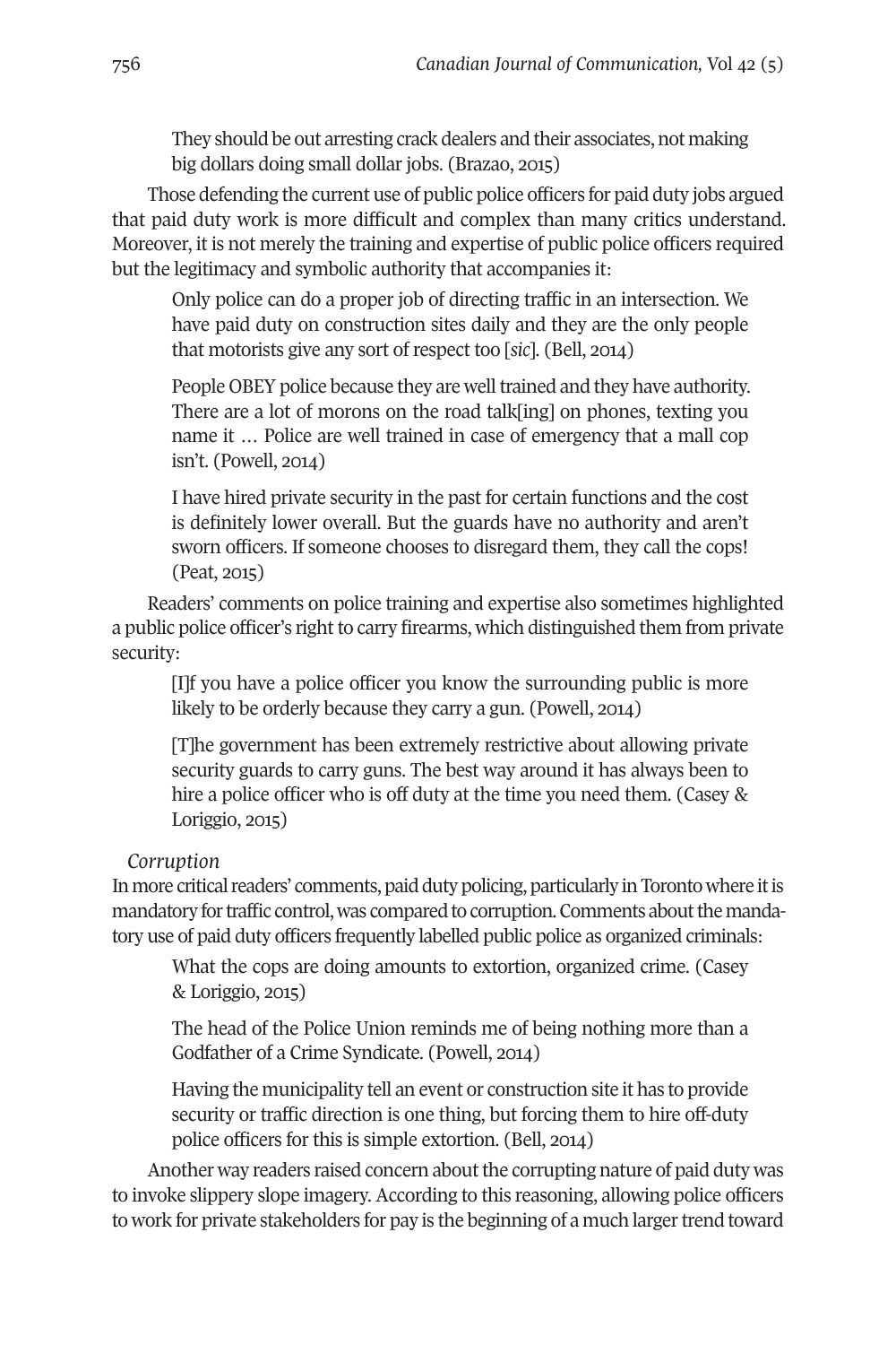> They should be out arresting crack dealers and their associates, not making big dollars doing small dollar jobs. (Brazao, 2015)

Those defending the current use of public police officers for paid duty jobs argued that paid duty work is more difficult and complex than many critics understand. Moreover, it is not merely the training and expertise of public police officers required but the legitimacy and symbolic authority that accompanies it:

> Only police can do a proper job of directing traffic in an intersection. We have paid duty on construction sites daily and they are the only people that motorists give any sort of respect too [*sic*]. (Bell, 2014)

> People OBEY police because they are well trained and they have authority. There are a lot of morons on the road talk[ing] on phones, texting you name it … Police are well trained in case of emergency that a mall cop isn't. (Powell, 2014)

> I have hired private security in the past for certain functions and the cost is definitely lower overall. But the guards have no authority and aren't sworn officers. If someone chooses to disregard them, they call the cops! (Peat, 2015)

Readers' comments on police training and expertise also sometimes highlighted a public police officer's right to carry firearms, which distinguished them from private security:

> [I]f you have a police officer you know the surrounding public is more likely to be orderly because they carry a gun. (Powell, 2014)

> [T]he government has been extremely restrictive about allowing private security guards to carry guns. The best way around it has always been to hire a police officer who is off duty at the time you need them. (Casey & Loriggio, 2015)

*Corruption*

In more critical readers' comments, paid duty policing, particularly in Toronto where it is mandatory for traffic control, was compared to corruption. Comments about the mandatory use of paid duty officers frequently labelled public police as organized criminals:

> What the cops are doing amounts to extortion, organized crime. (Casey & Loriggio, 2015)

> The head of the Police Union reminds me of being nothing more than a Godfather of a Crime Syndicate. (Powell, 2014)

> Having the municipality tell an event or construction site it has to provide security or traffic direction is one thing, but forcing them to hire off-duty police officers for this is simple extortion. (Bell, 2014)

Another way readers raised concern about the corrupting nature of paid duty was to invoke slippery slope imagery. According to this reasoning, allowing police officers to work for private stakeholders for pay is the beginning of a much larger trend toward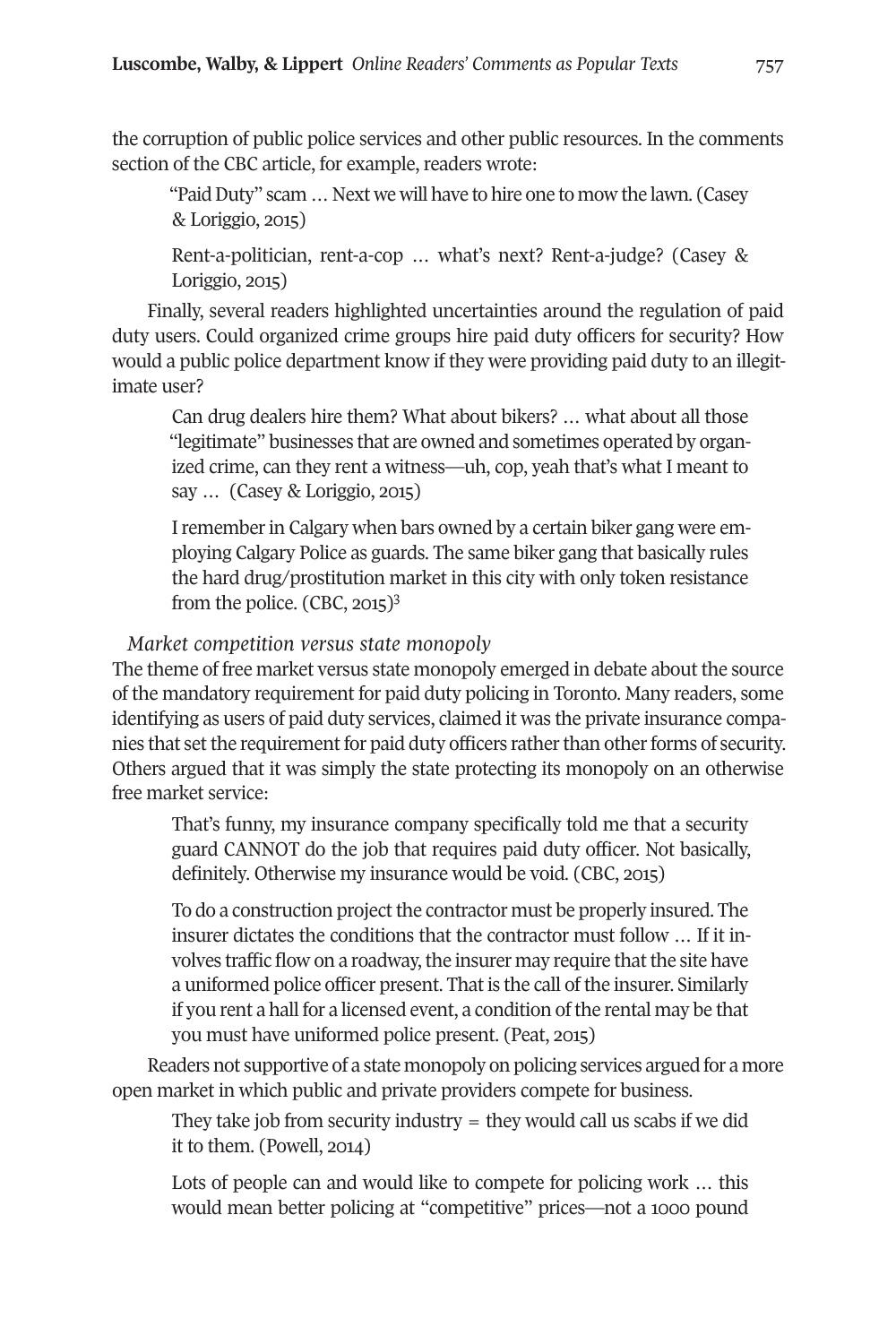the corruption of public police services and other public resources. In the comments section of the CBC article, for example, readers wrote:

> "Paid Duty" scam … Next we will have to hire one to mow the lawn. (Casey & Loriggio, 2015)

> Rent-a-politician, rent-a-cop … what's next? Rent-a-judge? (Casey & Loriggio, 2015)

Finally, several readers highlighted uncertainties around the regulation of paid duty users. Could organized crime groups hire paid duty officers for security? How would a public police department know if they were providing paid duty to an illegitimate user?

> Can drug dealers hire them? What about bikers? … what about all those "legitimate" businesses that are owned and sometimes operated by organized crime, can they rent a witness—uh, cop, yeah that's what I meant to say … (Casey & Loriggio, 2015)

> I remember in Calgary when bars owned by a certain biker gang were employing Calgary Police as guards. The same biker gang that basically rules the hard drug/prostitution market in this city with only token resistance from the police. (CBC, 2015)[3]

*Market competition versus state monopoly*

The theme of free market versus state monopoly emerged in debate about the source of the mandatory requirement for paid duty policing in Toronto. Many readers, some identifying as users of paid duty services, claimed it was the private insurance companies that set the requirement for paid duty officers rather than other forms of security. Others argued that it was simply the state protecting its monopoly on an otherwise free market service:

> That's funny, my insurance company specifically told me that a security guard CANNOT do the job that requires paid duty officer. Not basically, definitely. Otherwise my insurance would be void. (CBC, 2015)

> To do a construction project the contractor must be properly insured. The insurer dictates the conditions that the contractor must follow … If it involves traffic flow on a roadway, the insurer may require that the site have a uniformed police officer present. That is the call of the insurer. Similarly if you rent a hall for a licensed event, a condition of the rental may be that you must have uniformed police present. (Peat, 2015)

Readers not supportive of a state monopoly on policing services argued for a more open market in which public and private providers compete for business.

> They take job from security industry = they would call us scabs if we did it to them. (Powell, 2014)

> Lots of people can and would like to compete for policing work … this would mean better policing at "competitive" prices—not a 1000 pound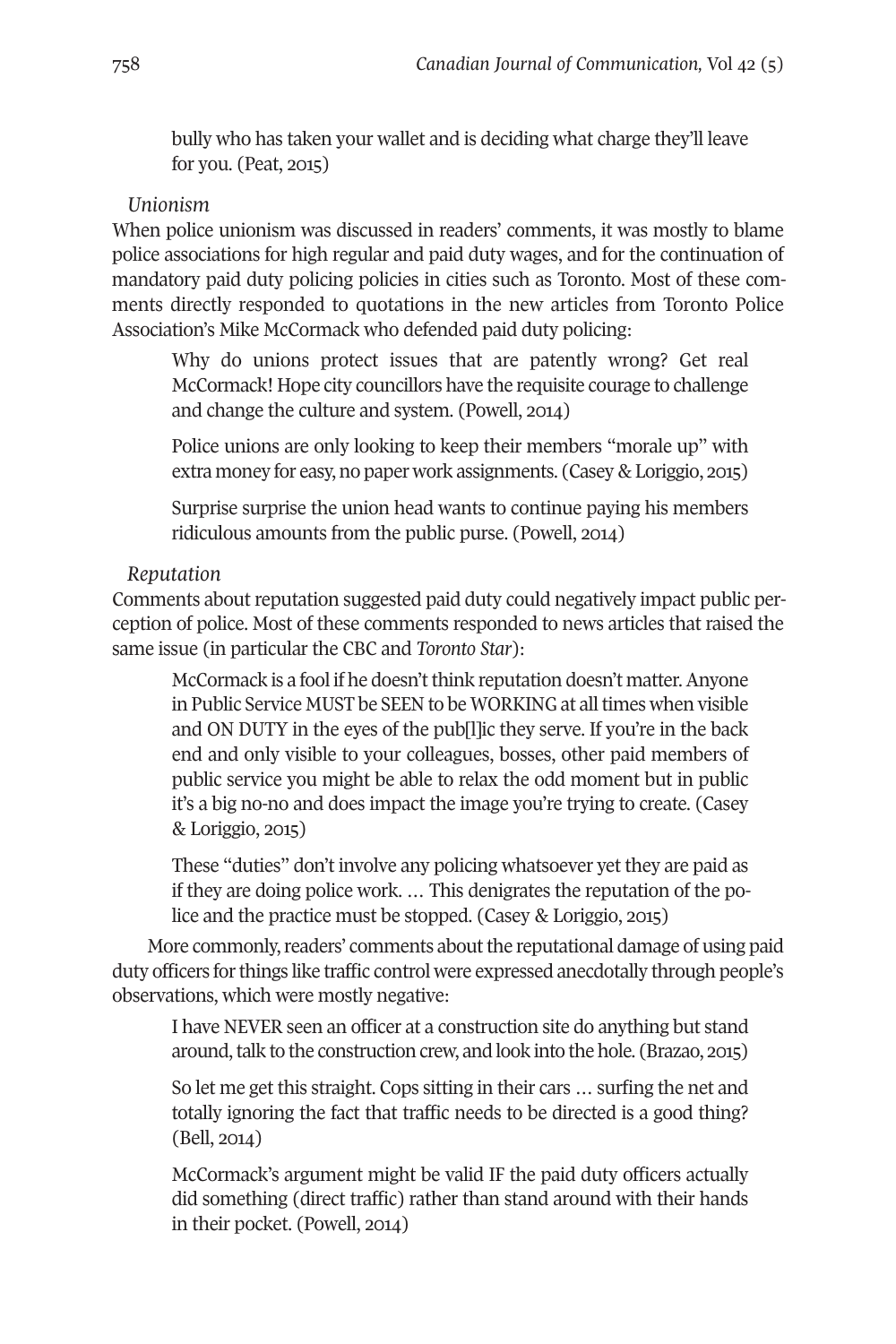bully who has taken your wallet and is deciding what charge they'll leave for you. (Peat, 2015)

*Unionism*

When police unionism was discussed in readers' comments, it was mostly to blame police associations for high regular and paid duty wages, and for the continuation of mandatory paid duty policing policies in cities such as Toronto. Most of these comments directly responded to quotations in the new articles from Toronto Police Association's Mike McCormack who defended paid duty policing:

> Why do unions protect issues that are patently wrong? Get real McCormack! Hope city councillors have the requisite courage to challenge and change the culture and system. (Powell, 2014)

> Police unions are only looking to keep their members "morale up" with extra money for easy, no paper work assignments. (Casey & Loriggio, 2015)

> Surprise surprise the union head wants to continue paying his members ridiculous amounts from the public purse. (Powell, 2014)

*Reputation*

Comments about reputation suggested paid duty could negatively impact public perception of police. Most of these comments responded to news articles that raised the same issue (in particular the CBC and *Toronto Star*):

> McCormack is a fool if he doesn't think reputation doesn't matter. Anyone in Public Service MUST be SEEN to be WORKING at all times when visible and ON DUTY in the eyes of the pub[l]ic they serve. If you're in the back end and only visible to your colleagues, bosses, other paid members of public service you might be able to relax the odd moment but in public it's a big no-no and does impact the image you're trying to create. (Casey & Loriggio, 2015)

> These "duties" don't involve any policing whatsoever yet they are paid as if they are doing police work. … This denigrates the reputation of the police and the practice must be stopped. (Casey & Loriggio, 2015)

More commonly, readers' comments about the reputational damage of using paid duty officers for things like traffic control were expressed anecdotally through people's observations, which were mostly negative:

> I have NEVER seen an officer at a construction site do anything but stand around, talk to the construction crew, and look into the hole. (Brazao, 2015)

> So let me get this straight. Cops sitting in their cars … surfing the net and totally ignoring the fact that traffic needs to be directed is a good thing? (Bell, 2014)

> McCormack's argument might be valid IF the paid duty officers actually did something (direct traffic) rather than stand around with their hands in their pocket. (Powell, 2014)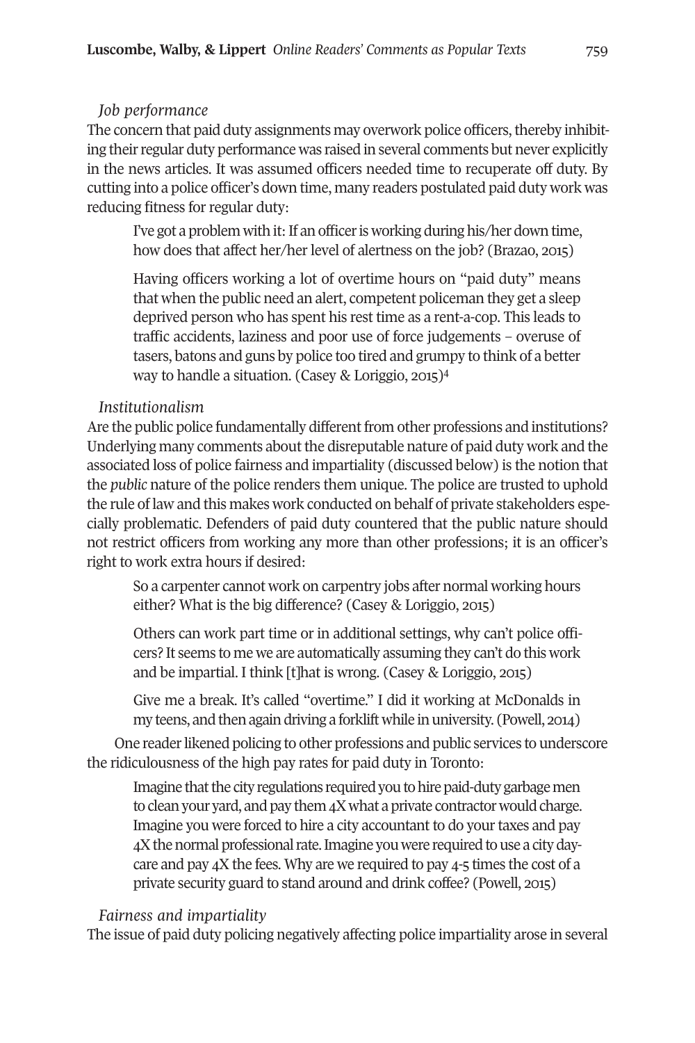*Job performance*

The concern that paid duty assignments may overwork police officers, thereby inhibiting their regular duty performance was raised in several comments but never explicitly in the news articles. It was assumed officers needed time to recuperate off duty. By cutting into a police officer's down time, many readers postulated paid duty work was reducing fitness for regular duty:

> I've got a problem with it: If an officer is working during his/her down time, how does that affect her/her level of alertness on the job? (Brazao, 2015)

> Having officers working a lot of overtime hours on "paid duty" means that when the public need an alert, competent policeman they get a sleep deprived person who has spent his rest time as a rent-a-cop. This leads to traffic accidents, laziness and poor use of force judgements – overuse of tasers, batons and guns by police too tired and grumpy to think of a better way to handle a situation. (Casey & Loriggio, 2015)[4]

*Institutionalism*

Are the public police fundamentally different from other professions and institutions? Underlying many comments about the disreputable nature of paid duty work and the associated loss of police fairness and impartiality (discussed below) is the notion that the *public* nature of the police renders them unique. The police are trusted to uphold the rule of law and this makes work conducted on behalf of private stakeholders especially problematic. Defenders of paid duty countered that the public nature should not restrict officers from working any more than other professions; it is an officer's right to work extra hours if desired:

> So a carpenter cannot work on carpentry jobs after normal working hours either? What is the big difference? (Casey & Loriggio, 2015)

> Others can work part time or in additional settings, why can't police officers? It seems to me we are automatically assuming they can't do this work and be impartial. I think [t]hat is wrong. (Casey & Loriggio, 2015)

> Give me a break. It's called "overtime." I did it working at McDonalds in my teens, and then again driving a forklift while in university. (Powell, 2014)

One reader likened policing to other professions and public services to underscore the ridiculousness of the high pay rates for paid duty in Toronto:

> Imagine that the city regulations required you to hire paid-duty garbage men to clean your yard, and pay them 4X what a private contractor would charge. Imagine you were forced to hire a city accountant to do your taxes and pay 4X the normal professional rate. Imagine you were required to use a city daycare and pay 4X the fees. Why are we required to pay 4-5 times the cost of a private security guard to stand around and drink coffee? (Powell, 2015)

*Fairness and impartiality*

The issue of paid duty policing negatively affecting police impartiality arose in several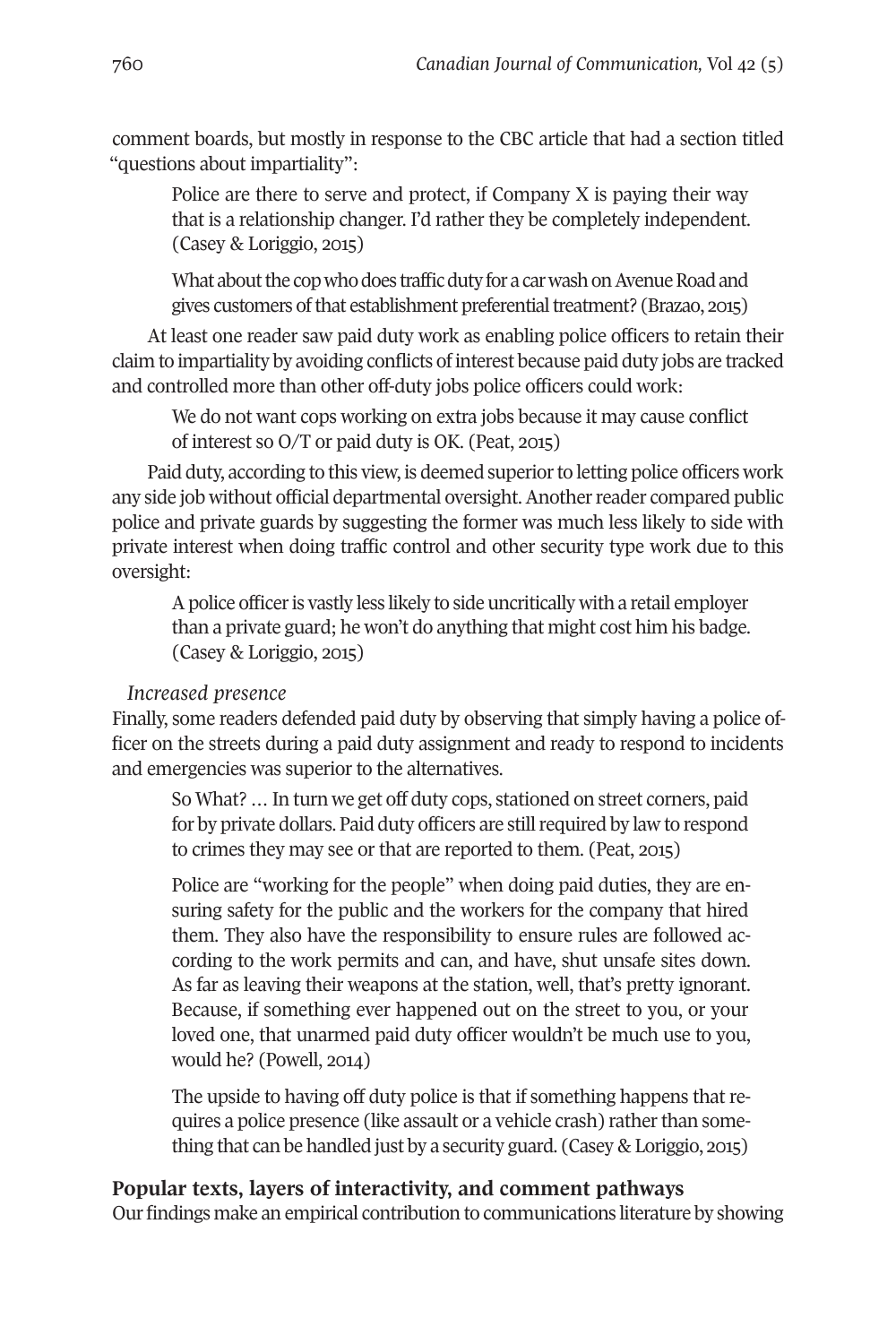comment boards, but mostly in response to the CBC article that had a section titled "questions about impartiality":

> Police are there to serve and protect, if Company X is paying their way that is a relationship changer. I'd rather they be completely independent. (Casey & Loriggio, 2015)

> What about the cop who does traffic duty for a car wash on Avenue Road and gives customers of that establishment preferential treatment? (Brazao, 2015)

At least one reader saw paid duty work as enabling police officers to retain their claim to impartiality by avoiding conflicts of interest because paid duty jobs are tracked and controlled more than other off-duty jobs police officers could work:

> We do not want cops working on extra jobs because it may cause conflict of interest so O/T or paid duty is OK. (Peat, 2015)

Paid duty, according to this view, is deemed superior to letting police officers work any side job without official departmental oversight. Another reader compared public police and private guards by suggesting the former was much less likely to side with private interest when doing traffic control and other security type work due to this oversight:

> A police officer is vastly less likely to side uncritically with a retail employer than a private guard; he won't do anything that might cost him his badge. (Casey & Loriggio, 2015)

*Increased presence*

Finally, some readers defended paid duty by observing that simply having a police officer on the streets during a paid duty assignment and ready to respond to incidents and emergencies was superior to the alternatives.

> So What? … In turn we get off duty cops, stationed on street corners, paid for by private dollars. Paid duty officers are still required by law to respond to crimes they may see or that are reported to them. (Peat, 2015)

> Police are "working for the people" when doing paid duties, they are ensuring safety for the public and the workers for the company that hired them. They also have the responsibility to ensure rules are followed according to the work permits and can, and have, shut unsafe sites down. As far as leaving their weapons at the station, well, that's pretty ignorant. Because, if something ever happened out on the street to you, or your loved one, that unarmed paid duty officer wouldn't be much use to you, would he? (Powell, 2014)

> The upside to having off duty police is that if something happens that requires a police presence (like assault or a vehicle crash) rather than something that can be handled just by a security guard. (Casey & Loriggio, 2015)

**Popular texts, layers of interactivity, and comment pathways**

Our findings make an empirical contribution to communications literature by showing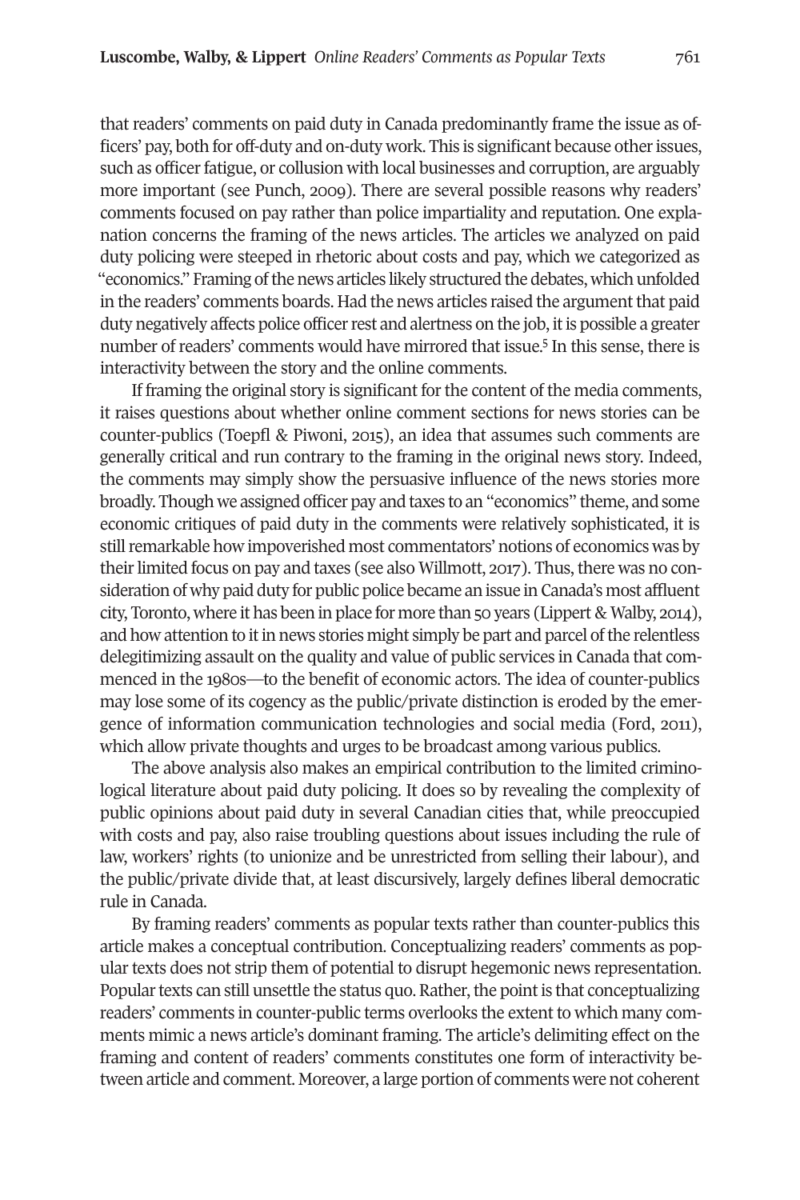that readers' comments on paid duty in Canada predominantly frame the issue as officers' pay, both for off-duty and on-duty work. This is significant because other issues, such as officer fatigue, or collusion with local businesses and corruption, are arguably more important (see Punch, 2009). There are several possible reasons why readers' comments focused on pay rather than police impartiality and reputation. One explanation concerns the framing of the news articles. The articles we analyzed on paid duty policing were steeped in rhetoric about costs and pay, which we categorized as "economics." Framing of the news articles likely structured the debates, which unfolded in the readers' comments boards. Had the news articles raised the argument that paid duty negatively affects police officer rest and alertness on the job, it is possible a greater number of readers' comments would have mirrored that issue.[5] In this sense, there is interactivity between the story and the online comments.

If framing the original story is significant for the content of the media comments, it raises questions about whether online comment sections for news stories can be counter-publics (Toepfl & Piwoni, 2015), an idea that assumes such comments are generally critical and run contrary to the framing in the original news story. Indeed, the comments may simply show the persuasive influence of the news stories more broadly. Though we assigned officer pay and taxes to an "economics" theme, and some economic critiques of paid duty in the comments were relatively sophisticated, it is still remarkable how impoverished most commentators' notions of economics was by their limited focus on pay and taxes (see also Willmott, 2017). Thus, there was no consideration of why paid duty for public police became an issue in Canada's most affluent city, Toronto, where it has been in place for more than 50 years (Lippert & Walby, 2014), and how attention to it in news stories might simply be part and parcel of the relentless delegitimizing assault on the quality and value of public services in Canada that commenced in the 1980s—to the benefit of economic actors. The idea of counter-publics may lose some of its cogency as the public/private distinction is eroded by the emergence of information communication technologies and social media (Ford, 2011), which allow private thoughts and urges to be broadcast among various publics.

The above analysis also makes an empirical contribution to the limited criminological literature about paid duty policing. It does so by revealing the complexity of public opinions about paid duty in several Canadian cities that, while preoccupied with costs and pay, also raise troubling questions about issues including the rule of law, workers' rights (to unionize and be unrestricted from selling their labour), and the public/private divide that, at least discursively, largely defines liberal democratic rule in Canada.

By framing readers' comments as popular texts rather than counter-publics this article makes a conceptual contribution. Conceptualizing readers' comments as popular texts does not strip them of potential to disrupt hegemonic news representation. Popular texts can still unsettle the status quo. Rather, the point is that conceptualizing readers' comments in counter-public terms overlooks the extent to which many comments mimic a news article's dominant framing. The article's delimiting effect on the framing and content of readers' comments constitutes one form of interactivity between article and comment. Moreover, a large portion of comments were not coherent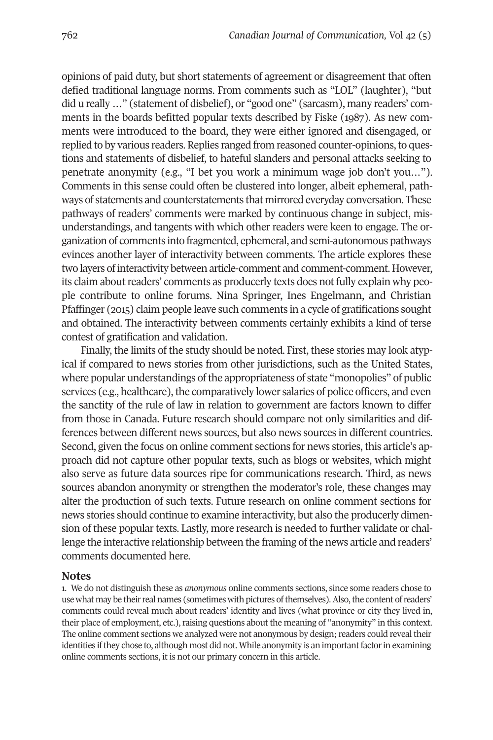opinions of paid duty, but short statements of agreement or disagreement that often defied traditional language norms. From comments such as "LOL" (laughter), "but did u really …" (statement of disbelief), or "good one" (sarcasm), many readers' comments in the boards befitted popular texts described by Fiske (1987). As new comments were introduced to the board, they were either ignored and disengaged, or replied to by various readers. Replies ranged from reasoned counter-opinions, to questions and statements of disbelief, to hateful slanders and personal attacks seeking to penetrate anonymity (e.g., "I bet you work a minimum wage job don't you…"). Comments in this sense could often be clustered into longer, albeit ephemeral, pathways of statements and counterstatements that mirrored everyday conversation. These pathways of readers' comments were marked by continuous change in subject, misunderstandings, and tangents with which other readers were keen to engage. The organization of comments into fragmented, ephemeral, and semi-autonomous pathways evinces another layer of interactivity between comments. The article explores these two layers of interactivity between article-comment and comment-comment. However, its claim about readers' comments as producerly texts does not fully explain why people contribute to online forums. Nina Springer, Ines Engelmann, and Christian Pfaffinger (2015) claim people leave such comments in a cycle of gratifications sought and obtained. The interactivity between comments certainly exhibits a kind of terse contest of gratification and validation.

Finally, the limits of the study should be noted. First, these stories may look atypical if compared to news stories from other jurisdictions, such as the United States, where popular understandings of the appropriateness of state "monopolies" of public services (e.g., healthcare), the comparatively lower salaries of police officers, and even the sanctity of the rule of law in relation to government are factors known to differ from those in Canada. Future research should compare not only similarities and differences between different news sources, but also news sources in different countries. Second, given the focus on online comment sections for news stories, this article's approach did not capture other popular texts, such as blogs or websites, which might also serve as future data sources ripe for communications research. Third, as news sources abandon anonymity or strengthen the moderator's role, these changes may alter the production of such texts. Future research on online comment sections for news stories should continue to examine interactivity, but also the producerly dimension of these popular texts. Lastly, more research is needed to further validate or challenge the interactive relationship between the framing of the news article and readers' comments documented here.

## Notes

1. We do not distinguish these as *anonymous* online comments sections, since some readers chose to use what may be their real names (sometimes with pictures of themselves). Also, the content of readers' comments could reveal much about readers' identity and lives (what province or city they lived in, their place of employment, etc.), raising questions about the meaning of "anonymity" in this context. The online comment sections we analyzed were not anonymous by design; readers could reveal their identities if they chose to, although most did not. While anonymity is an important factor in examining online comments sections, it is not our primary concern in this article.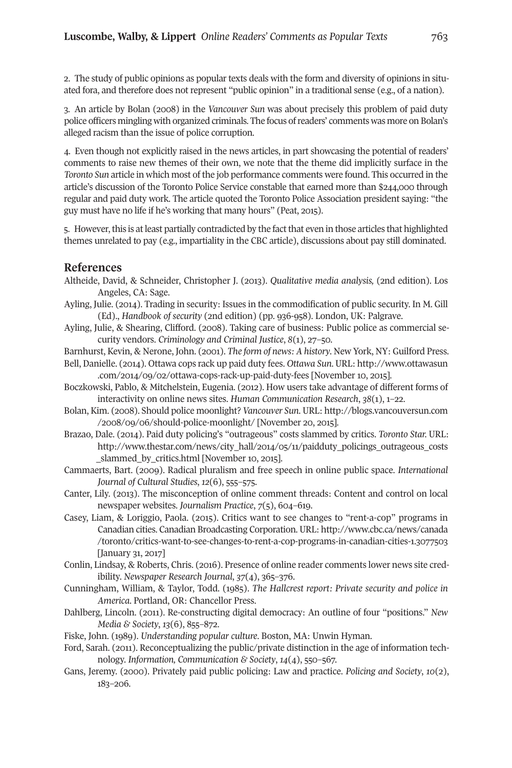2. The study of public opinions as popular texts deals with the form and diversity of opinions in situated fora, and therefore does not represent "public opinion" in a traditional sense (e.g., of a nation).

3. An article by Bolan (2008) in the *Vancouver Sun* was about precisely this problem of paid duty police officers mingling with organized criminals. The focus of readers' comments was more on Bolan's alleged racism than the issue of police corruption.

4. Even though not explicitly raised in the news articles, in part showcasing the potential of readers' comments to raise new themes of their own, we note that the theme did implicitly surface in the *Toronto Sun* article in which most of the job performance comments were found. This occurred in the article's discussion of the Toronto Police Service constable that earned more than $244,000 through regular and paid duty work. The article quoted the Toronto Police Association president saying: "the guy must have no life if he's working that many hours" (Peat, 2015).

5. However, this is at least partially contradicted by the fact that even in those articles that highlighted themes unrelated to pay (e.g., impartiality in the CBC article), discussions about pay still dominated.

## References

Altheide, David, & Schneider, Christopher J. (2013). *Qualitative media analysis,* (2nd edition). Los Angeles, CA: Sage.

Ayling, Julie. (2014). Trading in security: Issues in the commodification of public security. In M. Gill (Ed)., *Handbook of security* (2nd edition) (pp. 936-958). London, UK: Palgrave.

Ayling, Julie, & Shearing, Clifford. (2008). Taking care of business: Public police as commercial security vendors. *Criminology and Criminal Justice*, *8*(1), 27–50.

Barnhurst, Kevin, & Nerone, John. (2001). *The form of news: A history*. New York, NY: Guilford Press.

Bell, Danielle. (2014). Ottawa cops rack up paid duty fees. *Ottawa Sun*. URL: http://www.ottawasun.com/2014/09/02/ottawa-cops-rack-up-paid-duty-fees [November 10, 2015].

Boczkowski, Pablo, & Mitchelstein, Eugenia. (2012). How users take advantage of different forms of interactivity on online news sites. *Human Communication Research*, *38*(1), 1–22.

Bolan, Kim. (2008). Should police moonlight? *Vancouver Sun*. URL: http://blogs.vancouversun.com/2008/09/06/should-police-moonlight/ [November 20, 2015].

Brazao, Dale. (2014). Paid duty policing's "outrageous" costs slammed by critics. *Toronto Star.* URL: http://www.thestar.com/news/city_hall/2014/05/11/paidduty_policings_outrageous_costs_slammed_by_critics.html [November 10, 2015].

Cammaerts, Bart. (2009). Radical pluralism and free speech in online public space. *International Journal of Cultural Studies*, *12*(6), 555–575.

Canter, Lily. (2013). The misconception of online comment threads: Content and control on local newspaper websites. *Journalism Practice*, *7*(5), 604–619.

Casey, Liam, & Loriggio, Paola. (2015). Critics want to see changes to "rent-a-cop" programs in Canadian cities. Canadian Broadcasting Corporation. URL: http://www.cbc.ca/news/canada/toronto/critics-want-to-see-changes-to-rent-a-cop-programs-in-canadian-cities-1.3077503 [January 31, 2017]

Conlin, Lindsay, & Roberts, Chris. (2016). Presence of online reader comments lower news site credibility. *Newspaper Research Journal*, *37*(4), 365–376.

Cunningham, William, & Taylor, Todd. (1985). *The Hallcrest report: Private security and police in America*. Portland, OR: Chancellor Press.

Dahlberg, Lincoln. (2011). Re-constructing digital democracy: An outline of four "positions." *New Media & Society*, *13*(6), 855–872.

Fiske, John. (1989). *Understanding popular culture*. Boston, MA: Unwin Hyman.

Ford, Sarah. (2011). Reconceptualizing the public/private distinction in the age of information technology. *Information, Communication & Society*, *14*(4), 550–567.

Gans, Jeremy. (2000). Privately paid public policing: Law and practice. *Policing and Society*, *10*(2), 183–206.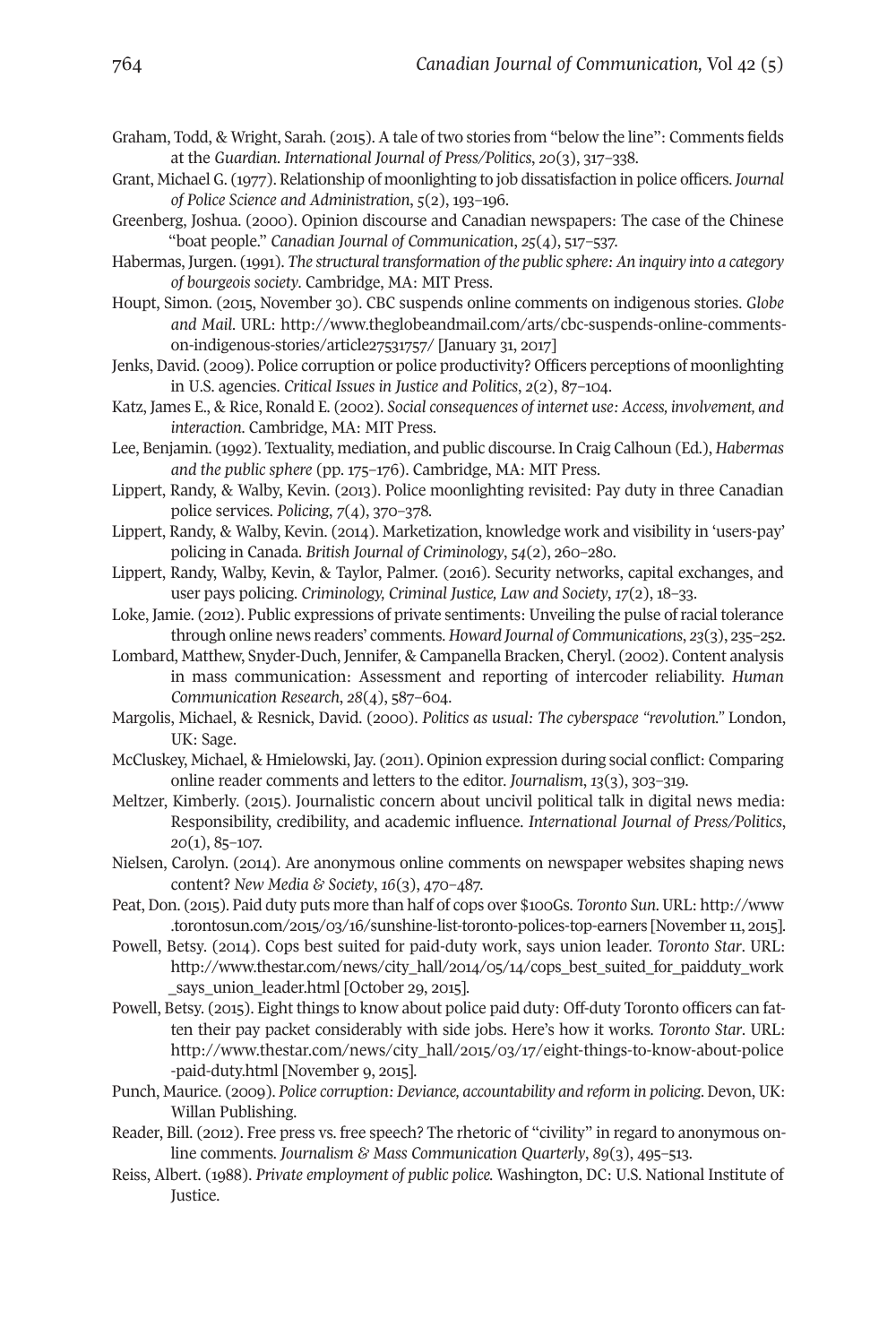Graham, Todd, & Wright, Sarah. (2015). A tale of two stories from "below the line": Comments fields at the *Guardian*. *International Journal of Press/Politics*, *20*(3), 317–338.

Grant, Michael G. (1977). Relationship of moonlighting to job dissatisfaction in police officers. *Journal of Police Science and Administration*, *5*(2), 193–196.

Greenberg, Joshua. (2000). Opinion discourse and Canadian newspapers: The case of the Chinese "boat people." *Canadian Journal of Communication*, *25*(4), 517–537.

Habermas, Jurgen. (1991). *The structural transformation of the public sphere: An inquiry into a category of bourgeois society*. Cambridge, MA: MIT Press.

Houpt, Simon. (2015, November 30). CBC suspends online comments on indigenous stories. *Globe and Mail*. URL: http://www.theglobeandmail.com/arts/cbc-suspends-online-comments-on-indigenous-stories/article27531757/ [January 31, 2017]

Jenks, David. (2009). Police corruption or police productivity? Officers perceptions of moonlighting in U.S. agencies. *Critical Issues in Justice and Politics*, *2*(2), 87–104.

Katz, James E., & Rice, Ronald E. (2002). *Social consequences of internet use: Access, involvement, and interaction*. Cambridge, MA: MIT Press.

Lee, Benjamin. (1992). Textuality, mediation, and public discourse. In Craig Calhoun (Ed.), *Habermas and the public sphere* (pp. 175–176). Cambridge, MA: MIT Press.

Lippert, Randy, & Walby, Kevin. (2013). Police moonlighting revisited: Pay duty in three Canadian police services. *Policing*, *7*(4), 370–378.

Lippert, Randy, & Walby, Kevin. (2014). Marketization, knowledge work and visibility in 'users-pay' policing in Canada. *British Journal of Criminology*, *54*(2), 260–280.

Lippert, Randy, Walby, Kevin, & Taylor, Palmer. (2016). Security networks, capital exchanges, and user pays policing. *Criminology, Criminal Justice, Law and Society*, *17*(2), 18–33.

Loke, Jamie. (2012). Public expressions of private sentiments: Unveiling the pulse of racial tolerance through online news readers' comments. *Howard Journal of Communications*, *23*(3), 235–252.

Lombard, Matthew, Snyder-Duch, Jennifer, & Campanella Bracken, Cheryl. (2002). Content analysis in mass communication: Assessment and reporting of intercoder reliability. *Human Communication Research*, *28*(4), 587–604.

Margolis, Michael, & Resnick, David. (2000). *Politics as usual: The cyberspace "revolution."* London, UK: Sage.

McCluskey, Michael, & Hmielowski, Jay. (2011). Opinion expression during social conflict: Comparing online reader comments and letters to the editor. *Journalism*, *13*(3), 303–319.

Meltzer, Kimberly. (2015). Journalistic concern about uncivil political talk in digital news media: Responsibility, credibility, and academic influence. *International Journal of Press/Politics*, *20*(1), 85–107.

Nielsen, Carolyn. (2014). Are anonymous online comments on newspaper websites shaping news content? *New Media & Society*, *16*(3), 470–487.

Peat, Don. (2015). Paid duty puts more than half of cops over $100Gs. *Toronto Sun*. URL: http://www.torontosun.com/2015/03/16/sunshine-list-toronto-polices-top-earners [November 11, 2015].

Powell, Betsy. (2014). Cops best suited for paid-duty work, says union leader. *Toronto Star*. URL: http://www.thestar.com/news/city_hall/2014/05/14/cops_best_suited_for_paidduty_work_says_union_leader.html [October 29, 2015].

Powell, Betsy. (2015). Eight things to know about police paid duty: Off-duty Toronto officers can fatten their pay packet considerably with side jobs. Here's how it works. *Toronto Star*. URL: http://www.thestar.com/news/city_hall/2015/03/17/eight-things-to-know-about-police-paid-duty.html [November 9, 2015].

Punch, Maurice. (2009). *Police corruption: Deviance, accountability and reform in policing*. Devon, UK: Willan Publishing.

Reader, Bill. (2012). Free press vs. free speech? The rhetoric of "civility" in regard to anonymous online comments. *Journalism & Mass Communication Quarterly*, *89*(3), 495–513.

Reiss, Albert. (1988). *Private employment of public police*. Washington, DC: U.S. National Institute of Justice.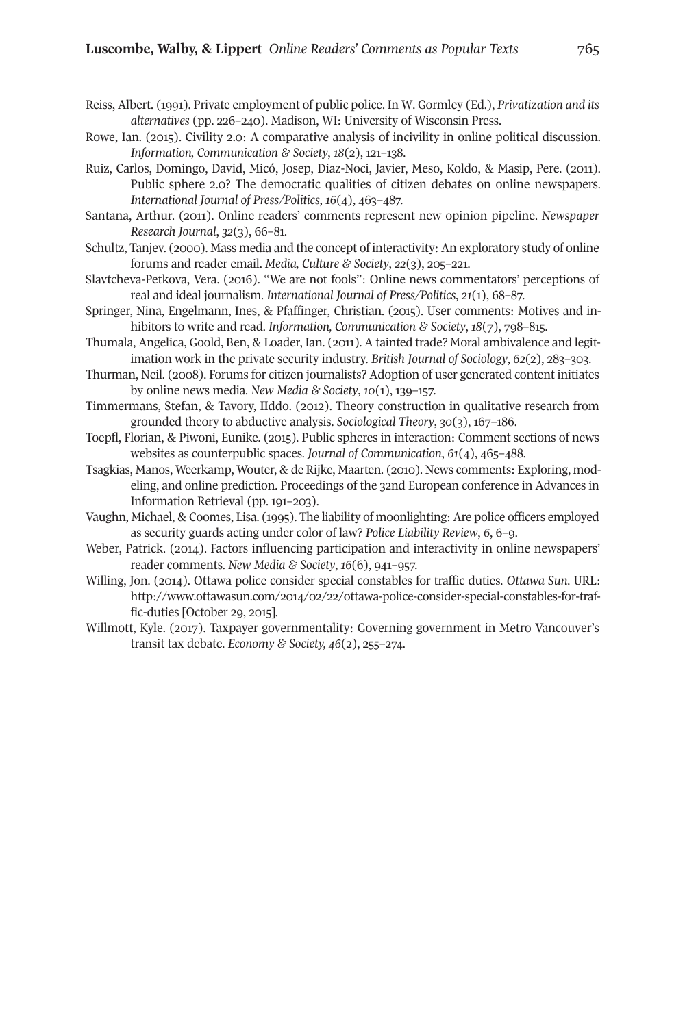Reiss, Albert. (1991). Private employment of public police. In W. Gormley (Ed.), *Privatization and its alternatives* (pp. 226–240). Madison, WI: University of Wisconsin Press.

Rowe, Ian. (2015). Civility 2.0: A comparative analysis of incivility in online political discussion. *Information, Communication & Society*, *18*(2), 121–138.

Ruiz, Carlos, Domingo, David, Micó, Josep, Diaz-Noci, Javier, Meso, Koldo, & Masip, Pere. (2011). Public sphere 2.0? The democratic qualities of citizen debates on online newspapers. *International Journal of Press/Politics*, *16*(4), 463–487.

Santana, Arthur. (2011). Online readers' comments represent new opinion pipeline. *Newspaper Research Journal*, *32*(3), 66–81.

Schultz, Tanjev. (2000). Mass media and the concept of interactivity: An exploratory study of online forums and reader email. *Media, Culture & Society*, *22*(3), 205–221.

Slavtcheva-Petkova, Vera. (2016). "We are not fools": Online news commentators' perceptions of real and ideal journalism. *International Journal of Press/Politics*, *21*(1), 68–87.

Springer, Nina, Engelmann, Ines, & Pfaffinger, Christian. (2015). User comments: Motives and inhibitors to write and read. *Information, Communication & Society*, *18*(7), 798–815.

Thumala, Angelica, Goold, Ben, & Loader, Ian. (2011). A tainted trade? Moral ambivalence and legitimation work in the private security industry. *British Journal of Sociology*, *62*(2), 283–303.

Thurman, Neil. (2008). Forums for citizen journalists? Adoption of user generated content initiates by online news media. *New Media & Society*, *10*(1), 139–157.

Timmermans, Stefan, & Tavory, IIddo. (2012). Theory construction in qualitative research from grounded theory to abductive analysis. *Sociological Theory*, *30*(3), 167–186.

Toepfl, Florian, & Piwoni, Eunike. (2015). Public spheres in interaction: Comment sections of news websites as counterpublic spaces. *Journal of Communication*, *61*(4), 465–488.

Tsagkias, Manos, Weerkamp, Wouter, & de Rijke, Maarten. (2010). News comments: Exploring, modeling, and online prediction. Proceedings of the 32nd European conference in Advances in Information Retrieval (pp. 191–203).

Vaughn, Michael, & Coomes, Lisa. (1995). The liability of moonlighting: Are police officers employed as security guards acting under color of law? *Police Liability Review*, *6*, 6–9.

Weber, Patrick. (2014). Factors influencing participation and interactivity in online newspapers' reader comments. *New Media & Society*, *16*(6), 941–957.

Willing, Jon. (2014). Ottawa police consider special constables for traffic duties. *Ottawa Sun*. URL: http://www.ottawasun.com/2014/02/22/ottawa-police-consider-special-constables-for-traffic-duties [October 29, 2015].

Willmott, Kyle. (2017). Taxpayer governmentality: Governing government in Metro Vancouver's transit tax debate. *Economy & Society, 46*(2), 255–274.